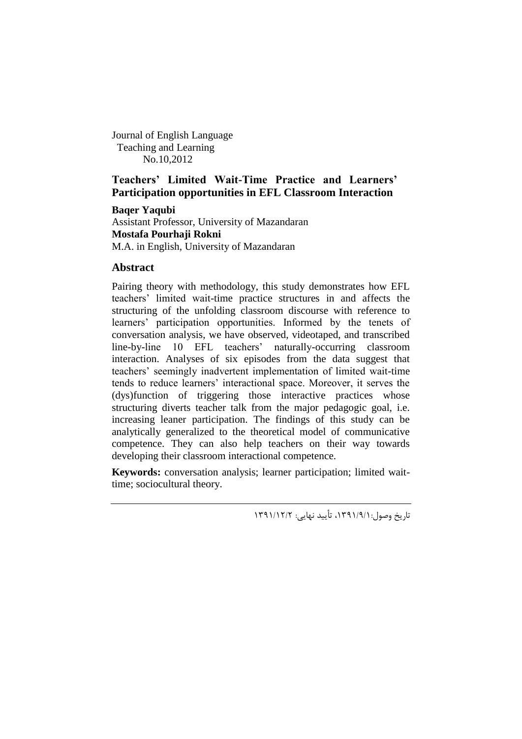Journal of English Language
Teaching and Learning
No.10,2012

# Teachers' Limited Wait-Time Practice and Learners' Participation opportunities in EFL Classroom Interaction

**Baqer Yaqubi**
Assistant Professor, University of Mazandaran
**Mostafa Pourhaji Rokni**
M.A. in English, University of Mazandaran

## Abstract

Pairing theory with methodology, this study demonstrates how EFL teachers' limited wait-time practice structures in and affects the structuring of the unfolding classroom discourse with reference to learners' participation opportunities. Informed by the tenets of conversation analysis, we have observed, videotaped, and transcribed line-by-line 10 EFL teachers' naturally-occurring classroom interaction. Analyses of six episodes from the data suggest that teachers' seemingly inadvertent implementation of limited wait-time tends to reduce learners' interactional space. Moreover, it serves the (dys)function of triggering those interactive practices whose structuring diverts teacher talk from the major pedagogic goal, i.e. increasing leaner participation. The findings of this study can be analytically generalized to the theoretical model of communicative competence. They can also help teachers on their way towards developing their classroom interactional competence.

**Keywords:** conversation analysis; learner participation; limited wait-time; sociocultural theory.

---

تاریخ وصول:۱۳۹۱/۹/۱، تأیید نهایی: ۱۳۹۱/۱۲/۲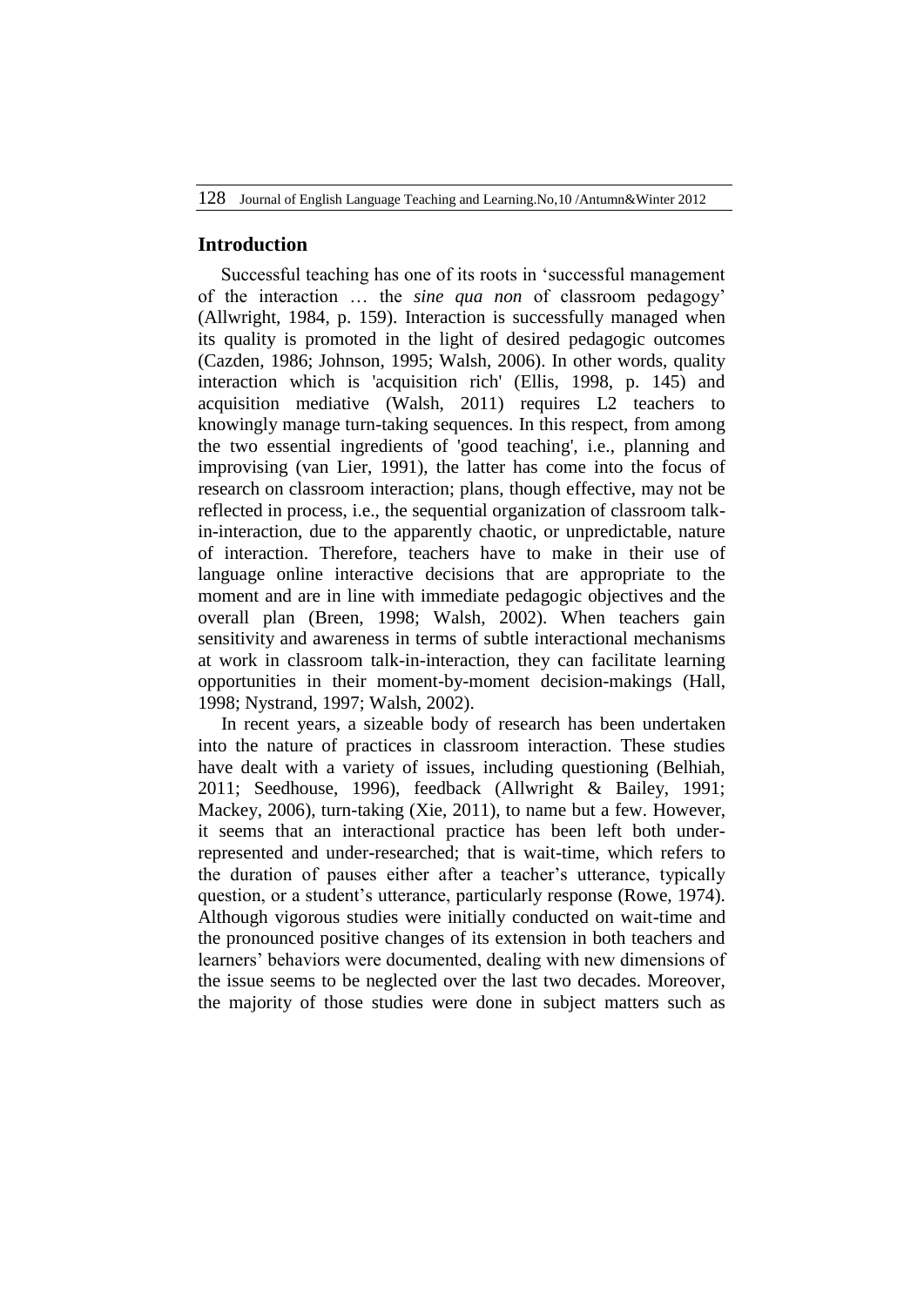## Introduction

Successful teaching has one of its roots in 'successful management of the interaction … the *sine qua non* of classroom pedagogy' (Allwright, 1984, p. 159). Interaction is successfully managed when its quality is promoted in the light of desired pedagogic outcomes (Cazden, 1986; Johnson, 1995; Walsh, 2006). In other words, quality interaction which is 'acquisition rich' (Ellis, 1998, p. 145) and acquisition mediative (Walsh, 2011) requires L2 teachers to knowingly manage turn-taking sequences. In this respect, from among the two essential ingredients of 'good teaching', i.e., planning and improvising (van Lier, 1991), the latter has come into the focus of research on classroom interaction; plans, though effective, may not be reflected in process, i.e., the sequential organization of classroom talk-in-interaction, due to the apparently chaotic, or unpredictable, nature of interaction. Therefore, teachers have to make in their use of language online interactive decisions that are appropriate to the moment and are in line with immediate pedagogic objectives and the overall plan (Breen, 1998; Walsh, 2002). When teachers gain sensitivity and awareness in terms of subtle interactional mechanisms at work in classroom talk-in-interaction, they can facilitate learning opportunities in their moment-by-moment decision-makings (Hall, 1998; Nystrand, 1997; Walsh, 2002).

In recent years, a sizeable body of research has been undertaken into the nature of practices in classroom interaction. These studies have dealt with a variety of issues, including questioning (Belhiah, 2011; Seedhouse, 1996), feedback (Allwright & Bailey, 1991; Mackey, 2006), turn-taking (Xie, 2011), to name but a few. However, it seems that an interactional practice has been left both under-represented and under-researched; that is wait-time, which refers to the duration of pauses either after a teacher's utterance, typically question, or a student's utterance, particularly response (Rowe, 1974). Although vigorous studies were initially conducted on wait-time and the pronounced positive changes of its extension in both teachers and learners' behaviors were documented, dealing with new dimensions of the issue seems to be neglected over the last two decades. Moreover, the majority of those studies were done in subject matters such as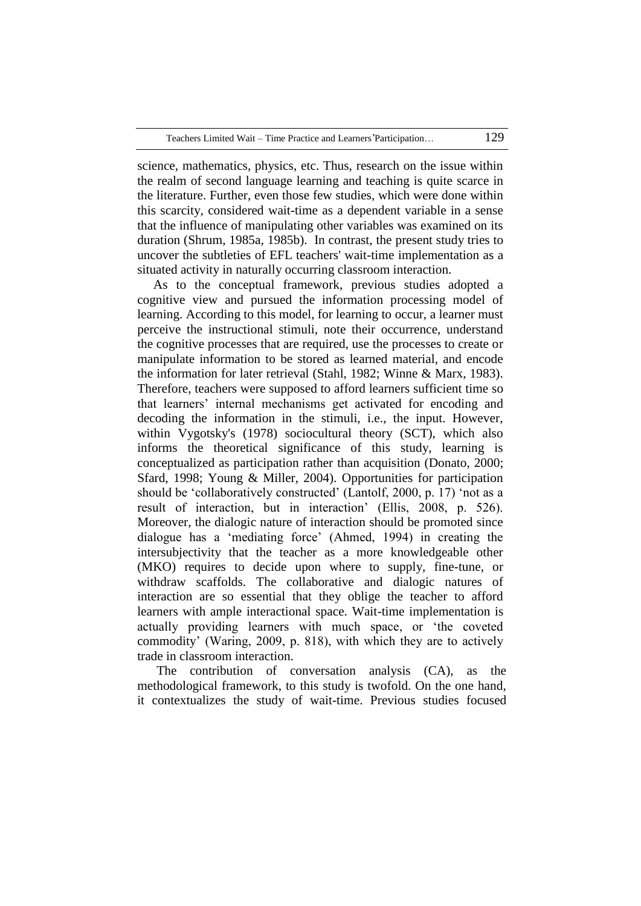science, mathematics, physics, etc. Thus, research on the issue within the realm of second language learning and teaching is quite scarce in the literature. Further, even those few studies, which were done within this scarcity, considered wait-time as a dependent variable in a sense that the influence of manipulating other variables was examined on its duration (Shrum, 1985a, 1985b). In contrast, the present study tries to uncover the subtleties of EFL teachers' wait-time implementation as a situated activity in naturally occurring classroom interaction.

As to the conceptual framework, previous studies adopted a cognitive view and pursued the information processing model of learning. According to this model, for learning to occur, a learner must perceive the instructional stimuli, note their occurrence, understand the cognitive processes that are required, use the processes to create or manipulate information to be stored as learned material, and encode the information for later retrieval (Stahl, 1982; Winne & Marx, 1983). Therefore, teachers were supposed to afford learners sufficient time so that learners' internal mechanisms get activated for encoding and decoding the information in the stimuli, i.e., the input. However, within Vygotsky's (1978) sociocultural theory (SCT), which also informs the theoretical significance of this study, learning is conceptualized as participation rather than acquisition (Donato, 2000; Sfard, 1998; Young & Miller, 2004). Opportunities for participation should be 'collaboratively constructed' (Lantolf, 2000, p. 17) 'not as a result of interaction, but in interaction' (Ellis, 2008, p. 526). Moreover, the dialogic nature of interaction should be promoted since dialogue has a 'mediating force' (Ahmed, 1994) in creating the intersubjectivity that the teacher as a more knowledgeable other (MKO) requires to decide upon where to supply, fine-tune, or withdraw scaffolds. The collaborative and dialogic natures of interaction are so essential that they oblige the teacher to afford learners with ample interactional space. Wait-time implementation is actually providing learners with much space, or 'the coveted commodity' (Waring, 2009, p. 818), with which they are to actively trade in classroom interaction.

The contribution of conversation analysis (CA), as the methodological framework, to this study is twofold. On the one hand, it contextualizes the study of wait-time. Previous studies focused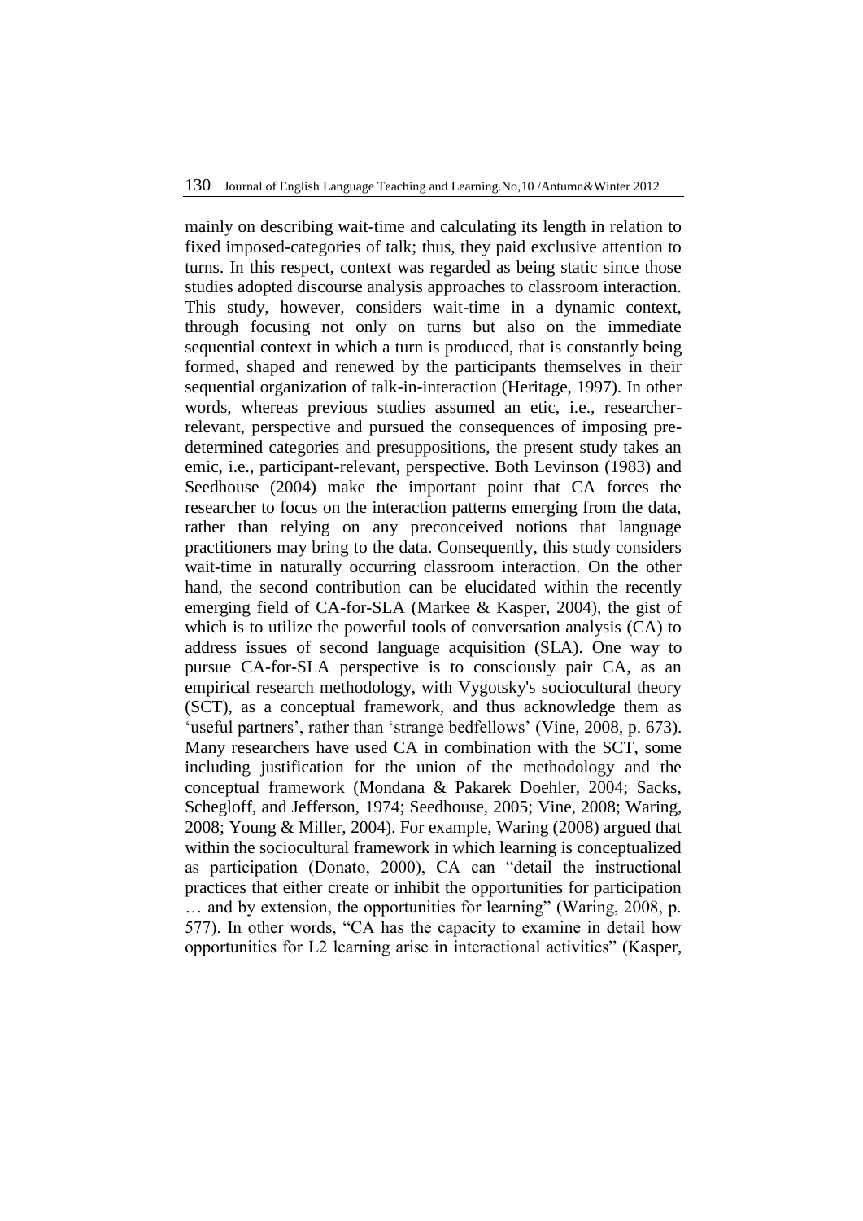mainly on describing wait-time and calculating its length in relation to fixed imposed-categories of talk; thus, they paid exclusive attention to turns. In this respect, context was regarded as being static since those studies adopted discourse analysis approaches to classroom interaction. This study, however, considers wait-time in a dynamic context, through focusing not only on turns but also on the immediate sequential context in which a turn is produced, that is constantly being formed, shaped and renewed by the participants themselves in their sequential organization of talk-in-interaction (Heritage, 1997). In other words, whereas previous studies assumed an etic, i.e., researcher-relevant, perspective and pursued the consequences of imposing pre-determined categories and presuppositions, the present study takes an emic, i.e., participant-relevant, perspective. Both Levinson (1983) and Seedhouse (2004) make the important point that CA forces the researcher to focus on the interaction patterns emerging from the data, rather than relying on any preconceived notions that language practitioners may bring to the data. Consequently, this study considers wait-time in naturally occurring classroom interaction. On the other hand, the second contribution can be elucidated within the recently emerging field of CA-for-SLA (Markee & Kasper, 2004), the gist of which is to utilize the powerful tools of conversation analysis (CA) to address issues of second language acquisition (SLA). One way to pursue CA-for-SLA perspective is to consciously pair CA, as an empirical research methodology, with Vygotsky's sociocultural theory (SCT), as a conceptual framework, and thus acknowledge them as 'useful partners', rather than 'strange bedfellows' (Vine, 2008, p. 673). Many researchers have used CA in combination with the SCT, some including justification for the union of the methodology and the conceptual framework (Mondana & Pakarek Doehler, 2004; Sacks, Schegloff, and Jefferson, 1974; Seedhouse, 2005; Vine, 2008; Waring, 2008; Young & Miller, 2004). For example, Waring (2008) argued that within the sociocultural framework in which learning is conceptualized as participation (Donato, 2000), CA can "detail the instructional practices that either create or inhibit the opportunities for participation … and by extension, the opportunities for learning" (Waring, 2008, p. 577). In other words, "CA has the capacity to examine in detail how opportunities for L2 learning arise in interactional activities" (Kasper,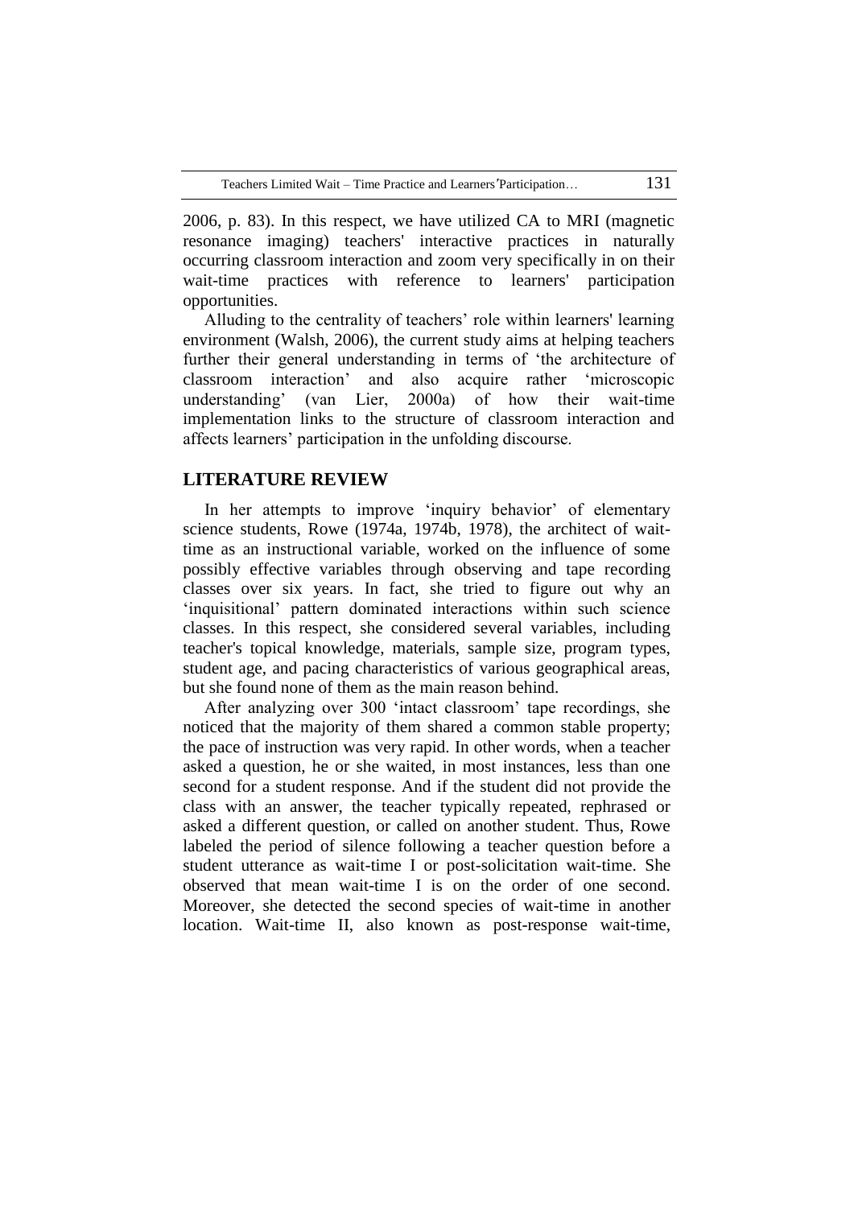2006, p. 83). In this respect, we have utilized CA to MRI (magnetic resonance imaging) teachers' interactive practices in naturally occurring classroom interaction and zoom very specifically in on their wait-time practices with reference to learners' participation opportunities.

Alluding to the centrality of teachers' role within learners' learning environment (Walsh, 2006), the current study aims at helping teachers further their general understanding in terms of 'the architecture of classroom interaction' and also acquire rather 'microscopic understanding' (van Lier, 2000a) of how their wait-time implementation links to the structure of classroom interaction and affects learners' participation in the unfolding discourse.

## LITERATURE REVIEW

In her attempts to improve 'inquiry behavior' of elementary science students, Rowe (1974a, 1974b, 1978), the architect of wait-time as an instructional variable, worked on the influence of some possibly effective variables through observing and tape recording classes over six years. In fact, she tried to figure out why an 'inquisitional' pattern dominated interactions within such science classes. In this respect, she considered several variables, including teacher's topical knowledge, materials, sample size, program types, student age, and pacing characteristics of various geographical areas, but she found none of them as the main reason behind.

After analyzing over 300 'intact classroom' tape recordings, she noticed that the majority of them shared a common stable property; the pace of instruction was very rapid. In other words, when a teacher asked a question, he or she waited, in most instances, less than one second for a student response. And if the student did not provide the class with an answer, the teacher typically repeated, rephrased or asked a different question, or called on another student. Thus, Rowe labeled the period of silence following a teacher question before a student utterance as wait-time I or post-solicitation wait-time. She observed that mean wait-time I is on the order of one second. Moreover, she detected the second species of wait-time in another location. Wait-time II, also known as post-response wait-time,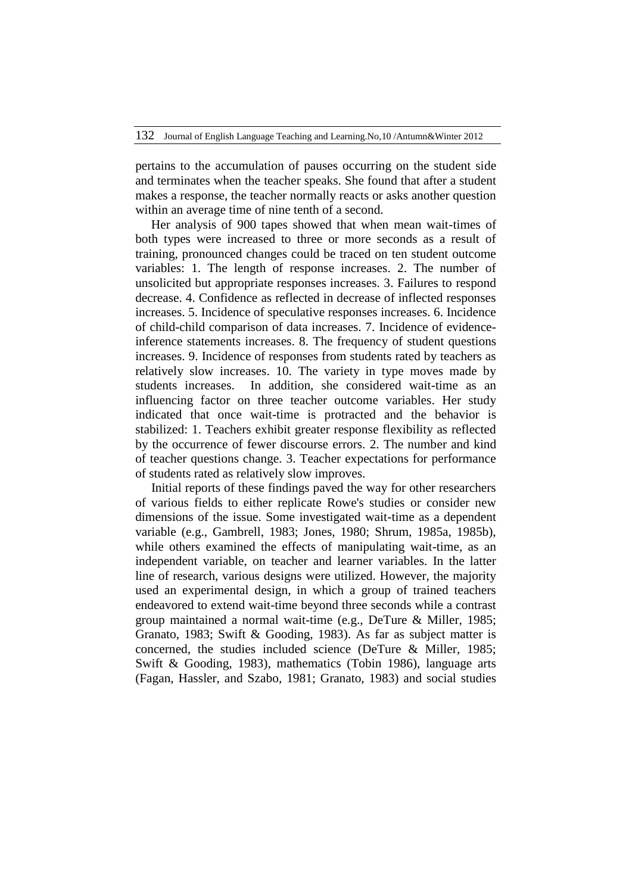pertains to the accumulation of pauses occurring on the student side and terminates when the teacher speaks. She found that after a student makes a response, the teacher normally reacts or asks another question within an average time of nine tenth of a second.

Her analysis of 900 tapes showed that when mean wait-times of both types were increased to three or more seconds as a result of training, pronounced changes could be traced on ten student outcome variables: 1. The length of response increases. 2. The number of unsolicited but appropriate responses increases. 3. Failures to respond decrease. 4. Confidence as reflected in decrease of inflected responses increases. 5. Incidence of speculative responses increases. 6. Incidence of child-child comparison of data increases. 7. Incidence of evidence-inference statements increases. 8. The frequency of student questions increases. 9. Incidence of responses from students rated by teachers as relatively slow increases. 10. The variety in type moves made by students increases. In addition, she considered wait-time as an influencing factor on three teacher outcome variables. Her study indicated that once wait-time is protracted and the behavior is stabilized: 1. Teachers exhibit greater response flexibility as reflected by the occurrence of fewer discourse errors. 2. The number and kind of teacher questions change. 3. Teacher expectations for performance of students rated as relatively slow improves.

Initial reports of these findings paved the way for other researchers of various fields to either replicate Rowe's studies or consider new dimensions of the issue. Some investigated wait-time as a dependent variable (e.g., Gambrell, 1983; Jones, 1980; Shrum, 1985a, 1985b), while others examined the effects of manipulating wait-time, as an independent variable, on teacher and learner variables. In the latter line of research, various designs were utilized. However, the majority used an experimental design, in which a group of trained teachers endeavored to extend wait-time beyond three seconds while a contrast group maintained a normal wait-time (e.g., DeTure & Miller, 1985; Granato, 1983; Swift & Gooding, 1983). As far as subject matter is concerned, the studies included science (DeTure & Miller, 1985; Swift & Gooding, 1983), mathematics (Tobin 1986), language arts (Fagan, Hassler, and Szabo, 1981; Granato, 1983) and social studies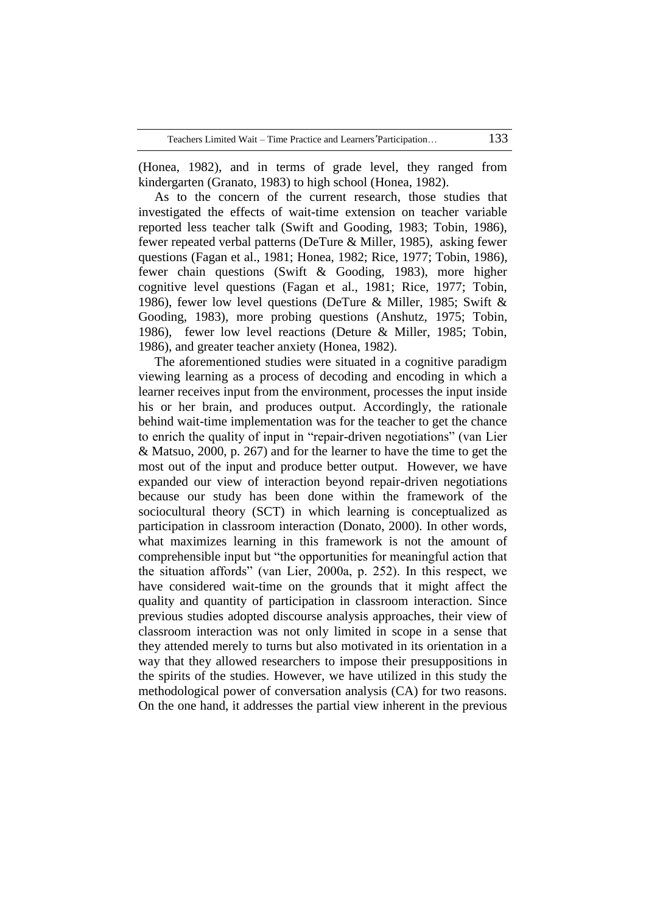(Honea, 1982), and in terms of grade level, they ranged from kindergarten (Granato, 1983) to high school (Honea, 1982).

As to the concern of the current research, those studies that investigated the effects of wait-time extension on teacher variable reported less teacher talk (Swift and Gooding, 1983; Tobin, 1986), fewer repeated verbal patterns (DeTure & Miller, 1985), asking fewer questions (Fagan et al., 1981; Honea, 1982; Rice, 1977; Tobin, 1986), fewer chain questions (Swift & Gooding, 1983), more higher cognitive level questions (Fagan et al., 1981; Rice, 1977; Tobin, 1986), fewer low level questions (DeTure & Miller, 1985; Swift & Gooding, 1983), more probing questions (Anshutz, 1975; Tobin, 1986), fewer low level reactions (Deture & Miller, 1985; Tobin, 1986), and greater teacher anxiety (Honea, 1982).

The aforementioned studies were situated in a cognitive paradigm viewing learning as a process of decoding and encoding in which a learner receives input from the environment, processes the input inside his or her brain, and produces output. Accordingly, the rationale behind wait-time implementation was for the teacher to get the chance to enrich the quality of input in "repair-driven negotiations" (van Lier & Matsuo, 2000, p. 267) and for the learner to have the time to get the most out of the input and produce better output. However, we have expanded our view of interaction beyond repair-driven negotiations because our study has been done within the framework of the sociocultural theory (SCT) in which learning is conceptualized as participation in classroom interaction (Donato, 2000). In other words, what maximizes learning in this framework is not the amount of comprehensible input but "the opportunities for meaningful action that the situation affords" (van Lier, 2000a, p. 252). In this respect, we have considered wait-time on the grounds that it might affect the quality and quantity of participation in classroom interaction. Since previous studies adopted discourse analysis approaches, their view of classroom interaction was not only limited in scope in a sense that they attended merely to turns but also motivated in its orientation in a way that they allowed researchers to impose their presuppositions in the spirits of the studies. However, we have utilized in this study the methodological power of conversation analysis (CA) for two reasons. On the one hand, it addresses the partial view inherent in the previous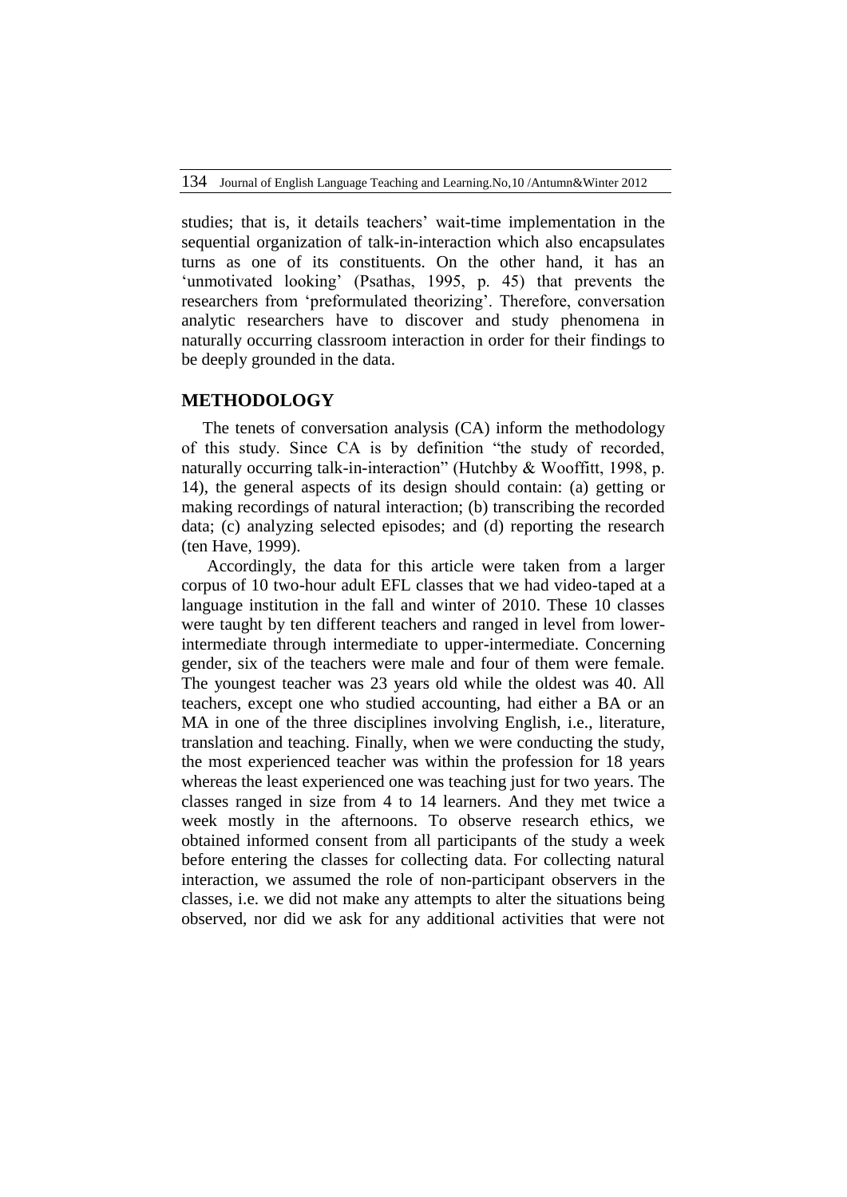studies; that is, it details teachers' wait-time implementation in the sequential organization of talk-in-interaction which also encapsulates turns as one of its constituents. On the other hand, it has an 'unmotivated looking' (Psathas, 1995, p. 45) that prevents the researchers from 'preformulated theorizing'. Therefore, conversation analytic researchers have to discover and study phenomena in naturally occurring classroom interaction in order for their findings to be deeply grounded in the data.

## METHODOLOGY

The tenets of conversation analysis (CA) inform the methodology of this study. Since CA is by definition "the study of recorded, naturally occurring talk-in-interaction" (Hutchby & Wooffitt, 1998, p. 14), the general aspects of its design should contain: (a) getting or making recordings of natural interaction; (b) transcribing the recorded data; (c) analyzing selected episodes; and (d) reporting the research (ten Have, 1999).

Accordingly, the data for this article were taken from a larger corpus of 10 two-hour adult EFL classes that we had video-taped at a language institution in the fall and winter of 2010. These 10 classes were taught by ten different teachers and ranged in level from lower-intermediate through intermediate to upper-intermediate. Concerning gender, six of the teachers were male and four of them were female. The youngest teacher was 23 years old while the oldest was 40. All teachers, except one who studied accounting, had either a BA or an MA in one of the three disciplines involving English, i.e., literature, translation and teaching. Finally, when we were conducting the study, the most experienced teacher was within the profession for 18 years whereas the least experienced one was teaching just for two years. The classes ranged in size from 4 to 14 learners. And they met twice a week mostly in the afternoons. To observe research ethics, we obtained informed consent from all participants of the study a week before entering the classes for collecting data. For collecting natural interaction, we assumed the role of non-participant observers in the classes, i.e. we did not make any attempts to alter the situations being observed, nor did we ask for any additional activities that were not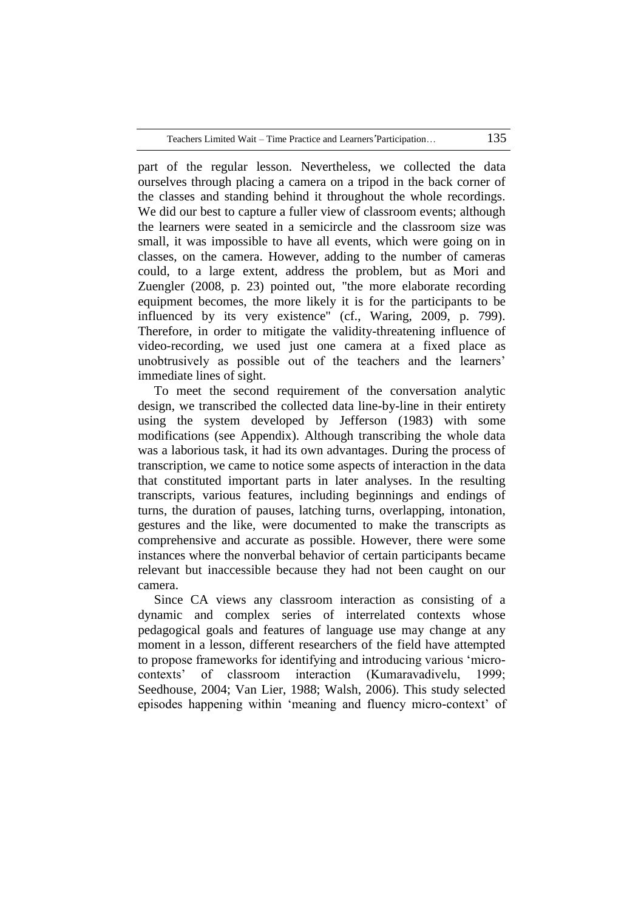part of the regular lesson. Nevertheless, we collected the data ourselves through placing a camera on a tripod in the back corner of the classes and standing behind it throughout the whole recordings. We did our best to capture a fuller view of classroom events; although the learners were seated in a semicircle and the classroom size was small, it was impossible to have all events, which were going on in classes, on the camera. However, adding to the number of cameras could, to a large extent, address the problem, but as Mori and Zuengler (2008, p. 23) pointed out, "the more elaborate recording equipment becomes, the more likely it is for the participants to be influenced by its very existence" (cf., Waring, 2009, p. 799). Therefore, in order to mitigate the validity-threatening influence of video-recording, we used just one camera at a fixed place as unobtrusively as possible out of the teachers and the learners' immediate lines of sight.

To meet the second requirement of the conversation analytic design, we transcribed the collected data line-by-line in their entirety using the system developed by Jefferson (1983) with some modifications (see Appendix). Although transcribing the whole data was a laborious task, it had its own advantages. During the process of transcription, we came to notice some aspects of interaction in the data that constituted important parts in later analyses. In the resulting transcripts, various features, including beginnings and endings of turns, the duration of pauses, latching turns, overlapping, intonation, gestures and the like, were documented to make the transcripts as comprehensive and accurate as possible. However, there were some instances where the nonverbal behavior of certain participants became relevant but inaccessible because they had not been caught on our camera.

Since CA views any classroom interaction as consisting of a dynamic and complex series of interrelated contexts whose pedagogical goals and features of language use may change at any moment in a lesson, different researchers of the field have attempted to propose frameworks for identifying and introducing various 'micro-contexts' of classroom interaction (Kumaravadivelu, 1999; Seedhouse, 2004; Van Lier, 1988; Walsh, 2006). This study selected episodes happening within 'meaning and fluency micro-context' of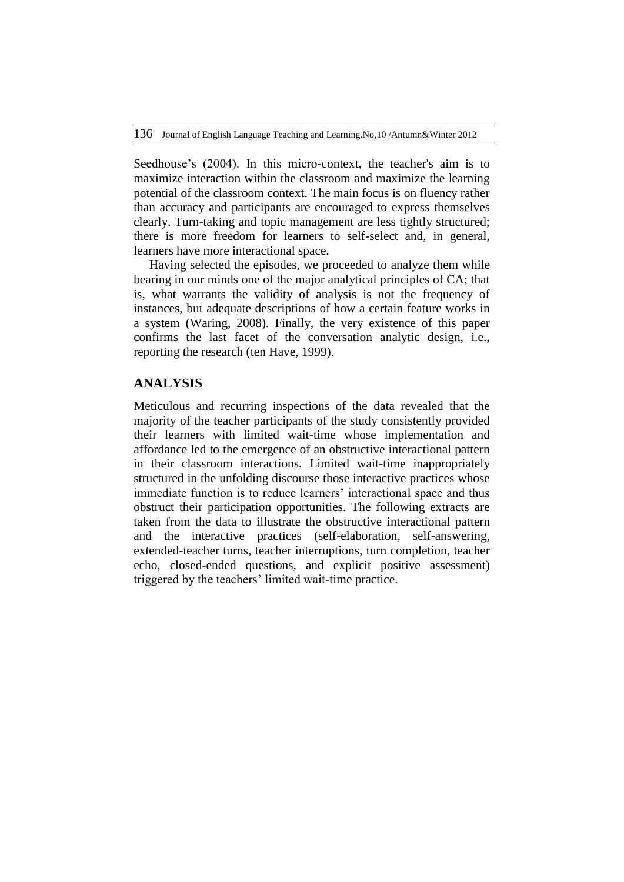Seedhouse's (2004). In this micro-context, the teacher's aim is to maximize interaction within the classroom and maximize the learning potential of the classroom context. The main focus is on fluency rather than accuracy and participants are encouraged to express themselves clearly. Turn-taking and topic management are less tightly structured; there is more freedom for learners to self-select and, in general, learners have more interactional space.

Having selected the episodes, we proceeded to analyze them while bearing in our minds one of the major analytical principles of CA; that is, what warrants the validity of analysis is not the frequency of instances, but adequate descriptions of how a certain feature works in a system (Waring, 2008). Finally, the very existence of this paper confirms the last facet of the conversation analytic design, i.e., reporting the research (ten Have, 1999).

## ANALYSIS

Meticulous and recurring inspections of the data revealed that the majority of the teacher participants of the study consistently provided their learners with limited wait-time whose implementation and affordance led to the emergence of an obstructive interactional pattern in their classroom interactions. Limited wait-time inappropriately structured in the unfolding discourse those interactive practices whose immediate function is to reduce learners' interactional space and thus obstruct their participation opportunities. The following extracts are taken from the data to illustrate the obstructive interactional pattern and the interactive practices (self-elaboration, self-answering, extended-teacher turns, teacher interruptions, turn completion, teacher echo, closed-ended questions, and explicit positive assessment) triggered by the teachers' limited wait-time practice.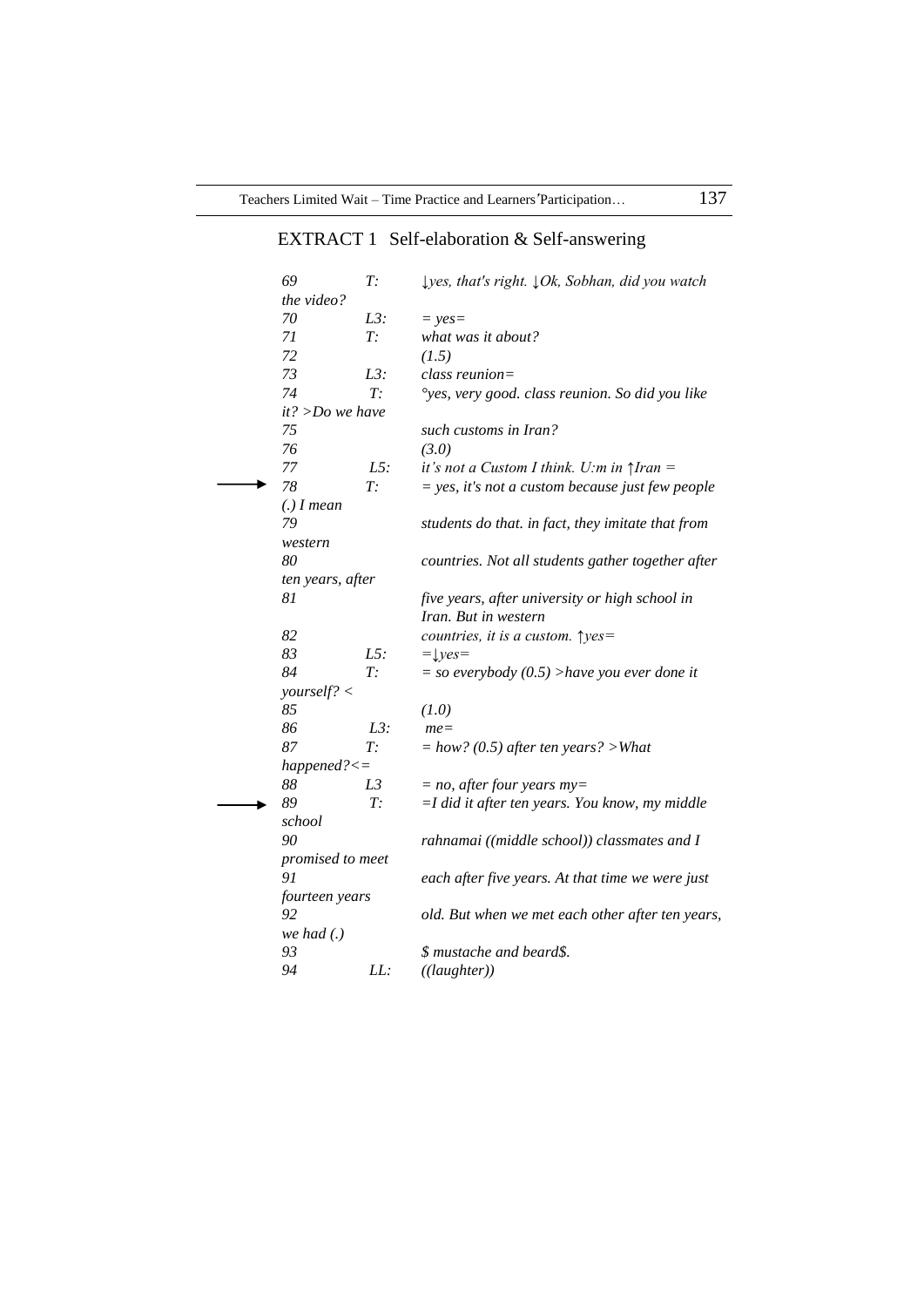## EXTRACT 1 Self-elaboration & Self-answering

| | | |
|---|---|---|
| 69 | T: | *↓yes, that's right. ↓Ok, Sobhan, did you watch the video?* |
| 70 | L3: | *= yes=* |
| 71 | T: | *what was it about?* |
| 72 | | *(1.5)* |
| 73 | L3: | *class reunion=* |
| 74 | T: | *°yes, very good. class reunion. So did you like it? >Do we have* |
| 75 | | *such customs in Iran?* |
| 76 | | *(3.0)* |
| 77 | L5: | *it's not a Custom I think. U:m in ↑Iran =* |
| → 78 | T: | *= yes, it's not a custom because just few people (.) I mean* |
| 79 | | *students do that. in fact, they imitate that from western* |
| 80 | | *countries. Not all students gather together after ten years, after* |
| 81 | | *five years, after university or high school in Iran. But in western* |
| 82 | | *countries, it is a custom. ↑yes=* |
| 83 | L5: | *=↓yes=* |
| 84 | T: | *= so everybody (0.5) >have you ever done it yourself? <* |
| 85 | | *(1.0)* |
| 86 | L3: | *me=* |
| 87 | T: | *= how? (0.5) after ten years? >What happened?<=* |
| 88 | L3 | *= no, after four years my=* |
| → 89 | T: | *=I did it after ten years. You know, my middle school* |
| 90 | | *rahnamai ((middle school)) classmates and I promised to meet* |
| 91 | | *each after five years. At that time we were just fourteen years* |
| 92 | | *old. But when we met each other after ten years, we had (.)* |
| 93 | | *$ mustache and beard$.* |
| 94 | LL: | *((laughter))* |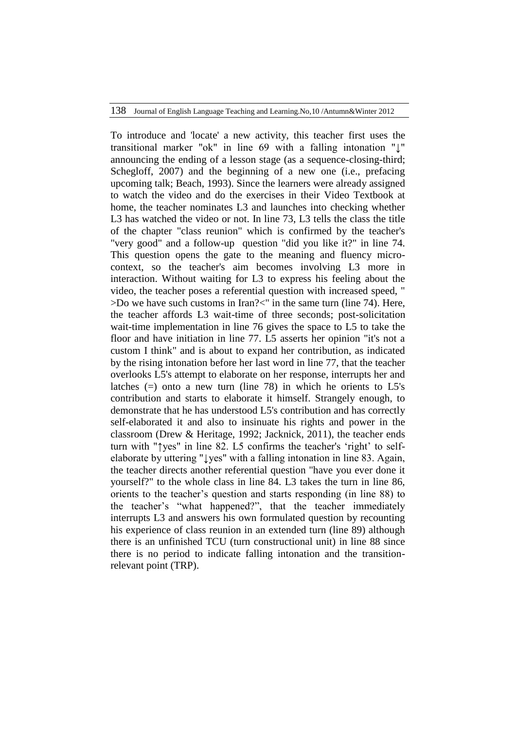To introduce and 'locate' a new activity, this teacher first uses the transitional marker "ok" in line 69 with a falling intonation "↓" announcing the ending of a lesson stage (as a sequence-closing-third; Schegloff, 2007) and the beginning of a new one (i.e., prefacing upcoming talk; Beach, 1993). Since the learners were already assigned to watch the video and do the exercises in their Video Textbook at home, the teacher nominates L3 and launches into checking whether L3 has watched the video or not. In line 73, L3 tells the class the title of the chapter "class reunion" which is confirmed by the teacher's "very good" and a follow-up question "did you like it?" in line 74. This question opens the gate to the meaning and fluency micro-context, so the teacher's aim becomes involving L3 more in interaction. Without waiting for L3 to express his feeling about the video, the teacher poses a referential question with increased speed, " >Do we have such customs in Iran?<" in the same turn (line 74). Here, the teacher affords L3 wait-time of three seconds; post-solicitation wait-time implementation in line 76 gives the space to L5 to take the floor and have initiation in line 77. L5 asserts her opinion "it's not a custom I think" and is about to expand her contribution, as indicated by the rising intonation before her last word in line 77, that the teacher overlooks L5's attempt to elaborate on her response, interrupts her and latches (=) onto a new turn (line 78) in which he orients to L5's contribution and starts to elaborate it himself. Strangely enough, to demonstrate that he has understood L5's contribution and has correctly self-elaborated it and also to insinuate his rights and power in the classroom (Drew & Heritage, 1992; Jacknick, 2011), the teacher ends turn with "↑yes" in line 82. L5 confirms the teacher's 'right' to self-elaborate by uttering "↓yes" with a falling intonation in line 83. Again, the teacher directs another referential question "have you ever done it yourself?" to the whole class in line 84. L3 takes the turn in line 86, orients to the teacher's question and starts responding (in line 88) to the teacher's "what happened?", that the teacher immediately interrupts L3 and answers his own formulated question by recounting his experience of class reunion in an extended turn (line 89) although there is an unfinished TCU (turn constructional unit) in line 88 since there is no period to indicate falling intonation and the transition-relevant point (TRP).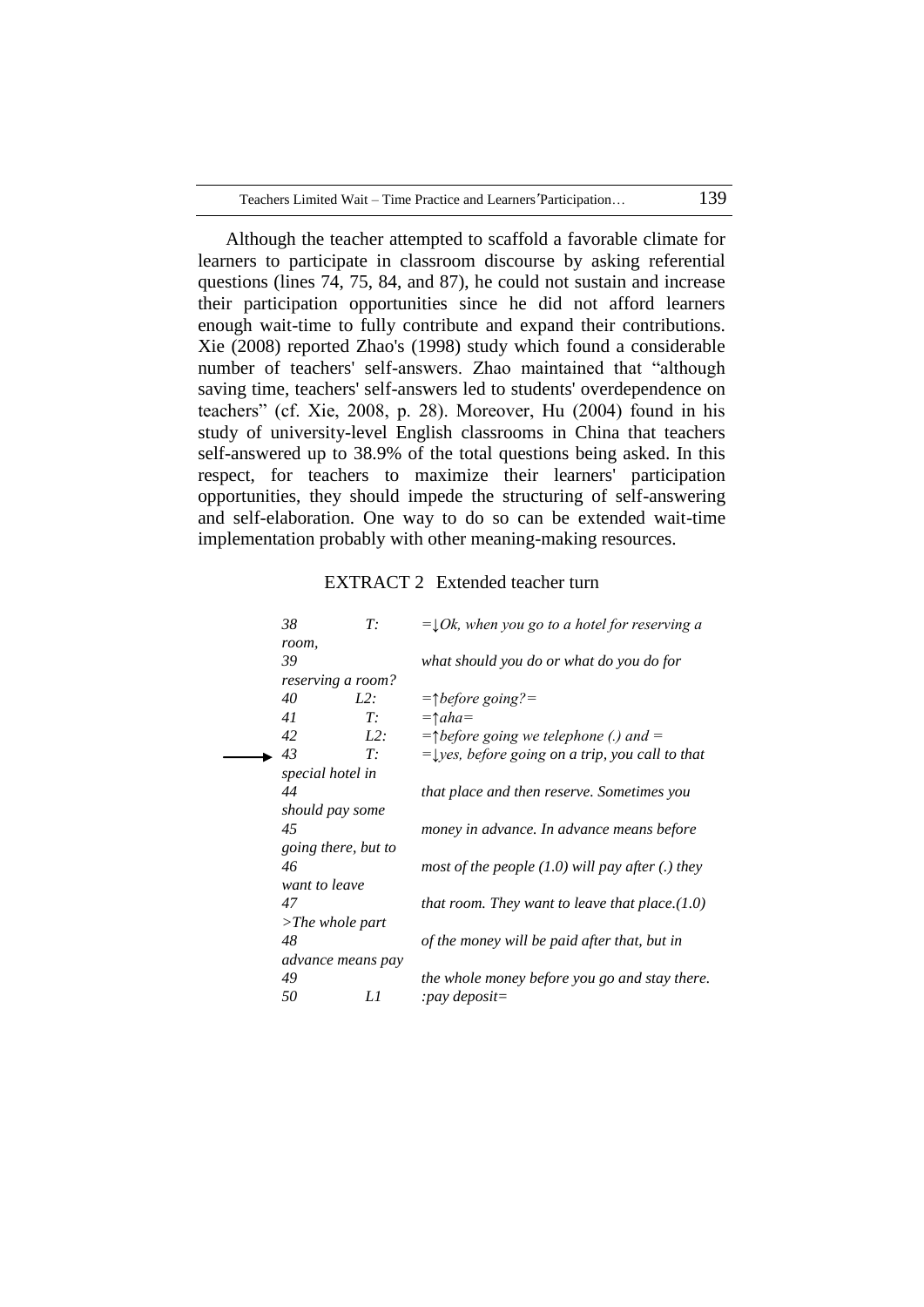Although the teacher attempted to scaffold a favorable climate for learners to participate in classroom discourse by asking referential questions (lines 74, 75, 84, and 87), he could not sustain and increase their participation opportunities since he did not afford learners enough wait-time to fully contribute and expand their contributions. Xie (2008) reported Zhao's (1998) study which found a considerable number of teachers' self-answers. Zhao maintained that "although saving time, teachers' self-answers led to students' overdependence on teachers" (cf. Xie, 2008, p. 28). Moreover, Hu (2004) found in his study of university-level English classrooms in China that teachers self-answered up to 38.9% of the total questions being asked. In this respect, for teachers to maximize their learners' participation opportunities, they should impede the structuring of self-answering and self-elaboration. One way to do so can be extended wait-time implementation probably with other meaning-making resources.

EXTRACT 2 Extended teacher turn

*38 T: =↓Ok, when you go to a hotel for reserving a room,*
*39 what should you do or what do you do for reserving a room?*
*40 L2: =↑before going?=*
*41 T: =↑aha=*
*42 L2: =↑before going we telephone (.) and =*
→ *43 T: =↓yes, before going on a trip, you call to that special hotel in*
*44 that place and then reserve. Sometimes you should pay some*
*45 money in advance. In advance means before going there, but to*
*46 most of the people (1.0) will pay after (.) they want to leave*
*47 that room. They want to leave that place.(1.0) >The whole part*
*48 of the money will be paid after that, but in advance means pay*
*49 the whole money before you go and stay there.*
*50 L1 :pay deposit=*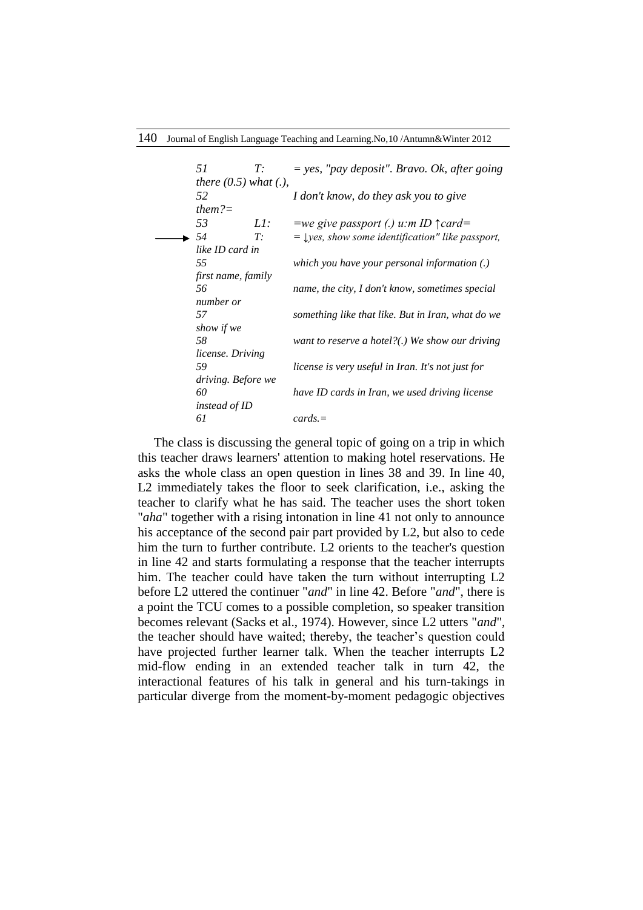51 T: = yes, "pay deposit". Bravo. Ok, after going there (0.5) what (.),
52 I don't know, do they ask you to give them?=
53 L1: =we give passport (.) u:m ID ↑card=
→ 54 T: = ↓yes, show some identification" like passport, like ID card in
55 which you have your personal information (.) first name, family
56 name, the city, I don't know, sometimes special number or
57 something like that like. But in Iran, what do we show if we
58 want to reserve a hotel?(.) We show our driving license. Driving
59 license is very useful in Iran. It's not just for driving. Before we
60 have ID cards in Iran, we used driving license instead of ID
61 cards.=

The class is discussing the general topic of going on a trip in which this teacher draws learners' attention to making hotel reservations. He asks the whole class an open question in lines 38 and 39. In line 40, L2 immediately takes the floor to seek clarification, i.e., asking the teacher to clarify what he has said. The teacher uses the short token "*aha*" together with a rising intonation in line 41 not only to announce his acceptance of the second pair part provided by L2, but also to cede him the turn to further contribute. L2 orients to the teacher's question in line 42 and starts formulating a response that the teacher interrupts him. The teacher could have taken the turn without interrupting L2 before L2 uttered the continuer "*and*" in line 42. Before "*and*", there is a point the TCU comes to a possible completion, so speaker transition becomes relevant (Sacks et al., 1974). However, since L2 utters "*and*", the teacher should have waited; thereby, the teacher's question could have projected further learner talk. When the teacher interrupts L2 mid-flow ending in an extended teacher talk in turn 42, the interactional features of his talk in general and his turn-takings in particular diverge from the moment-by-moment pedagogic objectives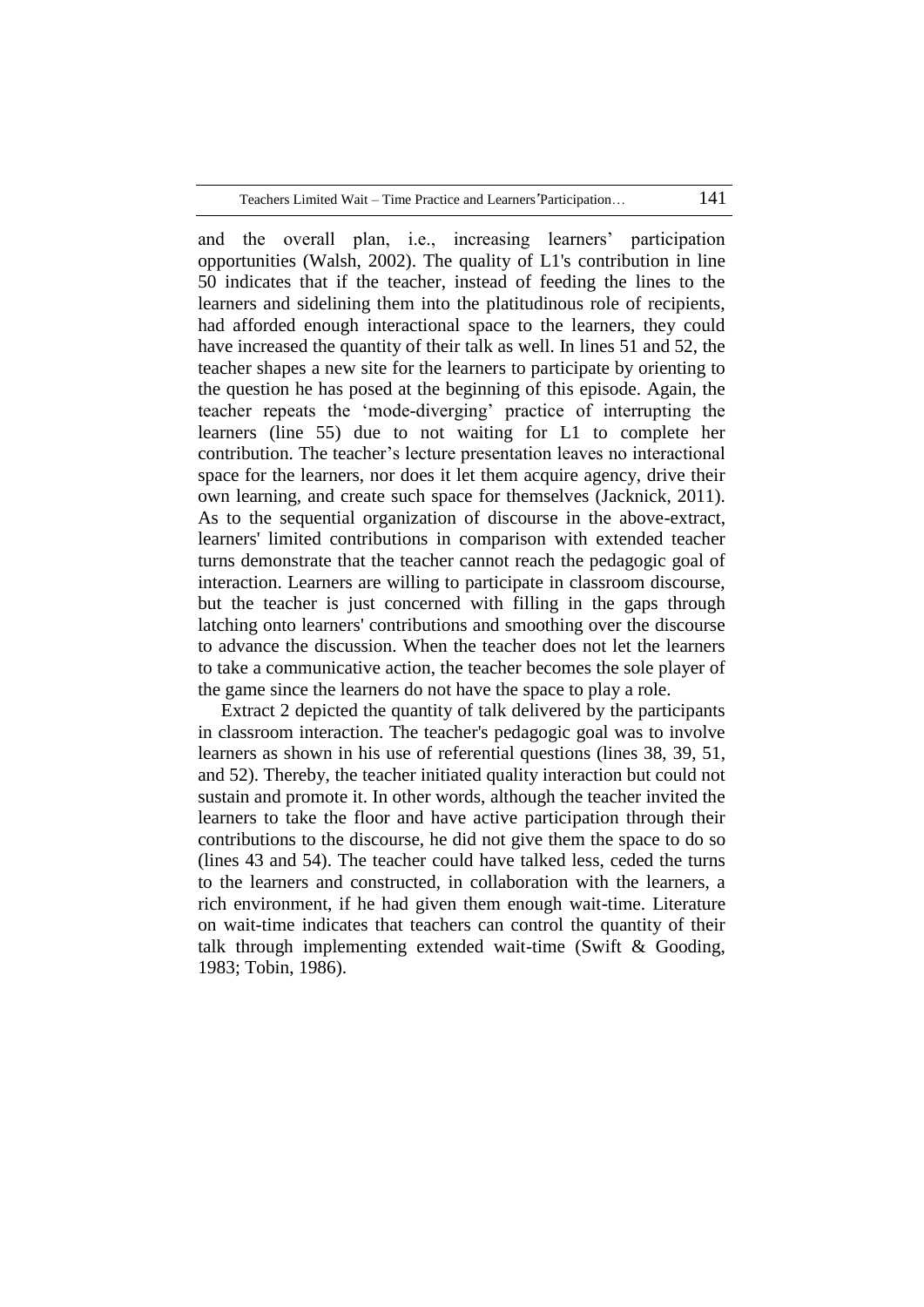and the overall plan, i.e., increasing learners' participation opportunities (Walsh, 2002). The quality of L1's contribution in line 50 indicates that if the teacher, instead of feeding the lines to the learners and sidelining them into the platitudinous role of recipients, had afforded enough interactional space to the learners, they could have increased the quantity of their talk as well. In lines 51 and 52, the teacher shapes a new site for the learners to participate by orienting to the question he has posed at the beginning of this episode. Again, the teacher repeats the 'mode-diverging' practice of interrupting the learners (line 55) due to not waiting for L1 to complete her contribution. The teacher's lecture presentation leaves no interactional space for the learners, nor does it let them acquire agency, drive their own learning, and create such space for themselves (Jacknick, 2011). As to the sequential organization of discourse in the above-extract, learners' limited contributions in comparison with extended teacher turns demonstrate that the teacher cannot reach the pedagogic goal of interaction. Learners are willing to participate in classroom discourse, but the teacher is just concerned with filling in the gaps through latching onto learners' contributions and smoothing over the discourse to advance the discussion. When the teacher does not let the learners to take a communicative action, the teacher becomes the sole player of the game since the learners do not have the space to play a role.

Extract 2 depicted the quantity of talk delivered by the participants in classroom interaction. The teacher's pedagogic was to involve learners as shown in his use of referential questions (lines 38, 39, 51, and 52). Thereby, the teacher initiated quality interaction but could not sustain and promote it. In other words, although the teacher invited the learners to take the floor and have active participation through their contributions to the discourse, he did not give them the space to do so (lines 43 and 54). The teacher could have talked less, ceded the turns to the learners and constructed, in collaboration with the learners, a rich environment, if he had given them enough wait-time. Literature on wait-time indicates that teachers can control the quantity of their talk through implementing extended wait-time (Swift & Gooding, 1983; Tobin, 1986).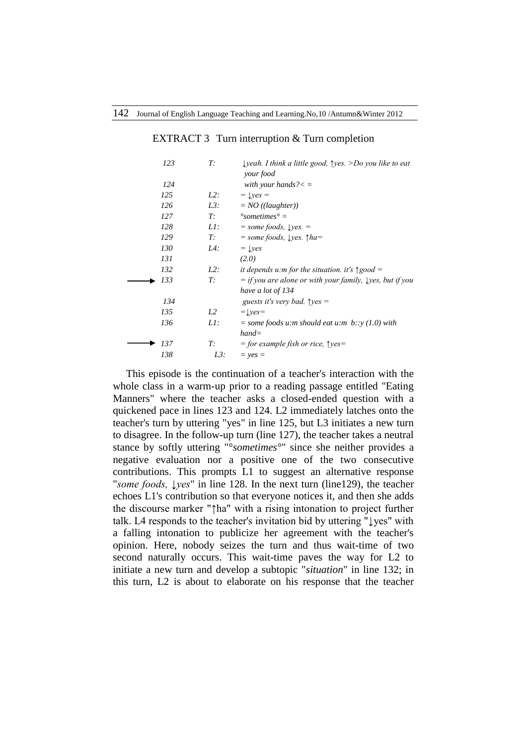EXTRACT 3 Turn interruption & Turn completion

| | | | |
|---|---|---|---|
| | 123 | T: | *↓yeah. I think a little good, ↑yes. >Do you like to eat your food* |
| | 124 | | *with your hands?< =* |
| | 125 | L2: | *= ↓yes =* |
| | 126 | L3: | *= NO ((laughter))* |
| | 127 | T: | *°sometimes° =* |
| | 128 | L1: | *= some foods, ↓yes. =* |
| | 129 | T: | *= some foods, ↓yes. ↑ha=* |
| | 130 | L4: | *= ↓yes* |
| | 131 | | *(2.0)* |
| | 132 | L2: | *it depends u:m for the situation. it's ↑good =* |
| → | 133 | T: | *= if you are alone or with your family, ↓yes, but if you have a lot of 134* |
| | 134 | | *guests it's very bad. ↑yes =* |
| | 135 | L2 | *=↓yes=* |
| | 136 | L1: | *= some foods u:m should eat u:m b::y (1.0) with hand=* |
| → | 137 | T: | *= for example fish or rice, ↑yes=* |
| | 138 | L3: | *= yes =* |

This episode is the continuation of a teacher's interaction with the whole class in a warm-up prior to a reading passage entitled "Eating Manners" where the teacher asks a closed-ended question with a quickened pace in lines 123 and 124. L2 immediately latches onto the teacher's turn by uttering "yes" in line 125, but L3 initiates a new turn to disagree. In the follow-up turn (line 127), the teacher takes a neutral stance by softly uttering "°*sometimes*°" since she neither provides a negative evaluation nor a positive one of the two consecutive contributions. This prompts L1 to suggest an alternative response "*some foods, ↓yes*" in line 128. In the next turn (line129), the teacher echoes L1's contribution so that everyone notices it, and then she adds the discourse marker "↑ha" with a rising intonation to project further talk. L4 responds to the teacher's invitation bid by uttering "↓yes" with a falling intonation to publicize her agreement with the teacher's opinion. Here, nobody seizes the turn and thus wait-time of two second naturally occurs. This wait-time paves the way for L2 to initiate a new turn and develop a subtopic "*situation*" in line 132; in this turn, L2 is about to elaborate on his response that the teacher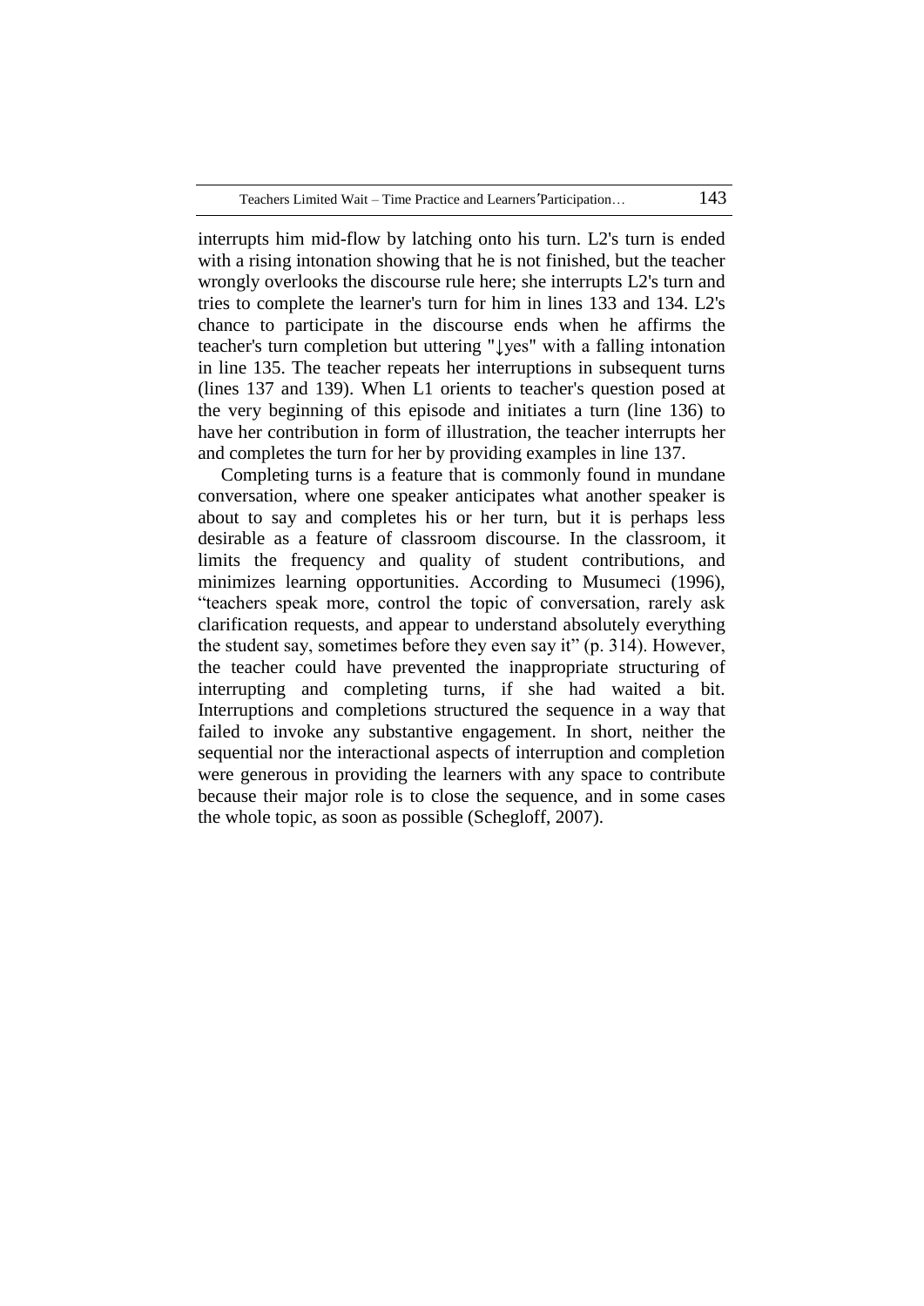interrupts him mid-flow by latching onto his turn. L2's turn is ended with a rising intonation showing that he is not finished, but the teacher wrongly overlooks the discourse rule here; she interrupts L2's turn and tries to complete the learner's turn for him in lines 133 and 134. L2's chance to participate in the discourse ends when he affirms the teacher's turn completion but uttering "↓yes" with a falling intonation in line 135. The teacher repeats her interruptions in subsequent turns (lines 137 and 139). When L1 orients to teacher's question posed at the very beginning of this episode and initiates a turn (line 136) to have her contribution in form of illustration, the teacher interrupts her and completes the turn for her by providing examples in line 137.

Completing turns is a feature that is commonly found in mundane conversation, where one speaker anticipates what another speaker is about to say and completes his or her turn, but it is perhaps less desirable as a feature of classroom discourse. In the classroom, it limits the frequency and quality of student contributions, and minimizes learning opportunities. According to Musumeci (1996), "teachers speak more, control the topic of conversation, rarely ask clarification requests, and appear to understand absolutely everything the student say, sometimes before they even say it" (p. 314). However, the teacher could have prevented the inappropriate structuring of interrupting and completing turns, if she had waited a bit. Interruptions and completions structured the sequence in a way that failed to invoke any substantive engagement. In short, neither the sequential nor the interactional aspects of interruption and completion were generous in providing the learners with any space to contribute because their major role is to close the sequence, and in some cases the whole topic, as soon as possible (Schegloff, 2007).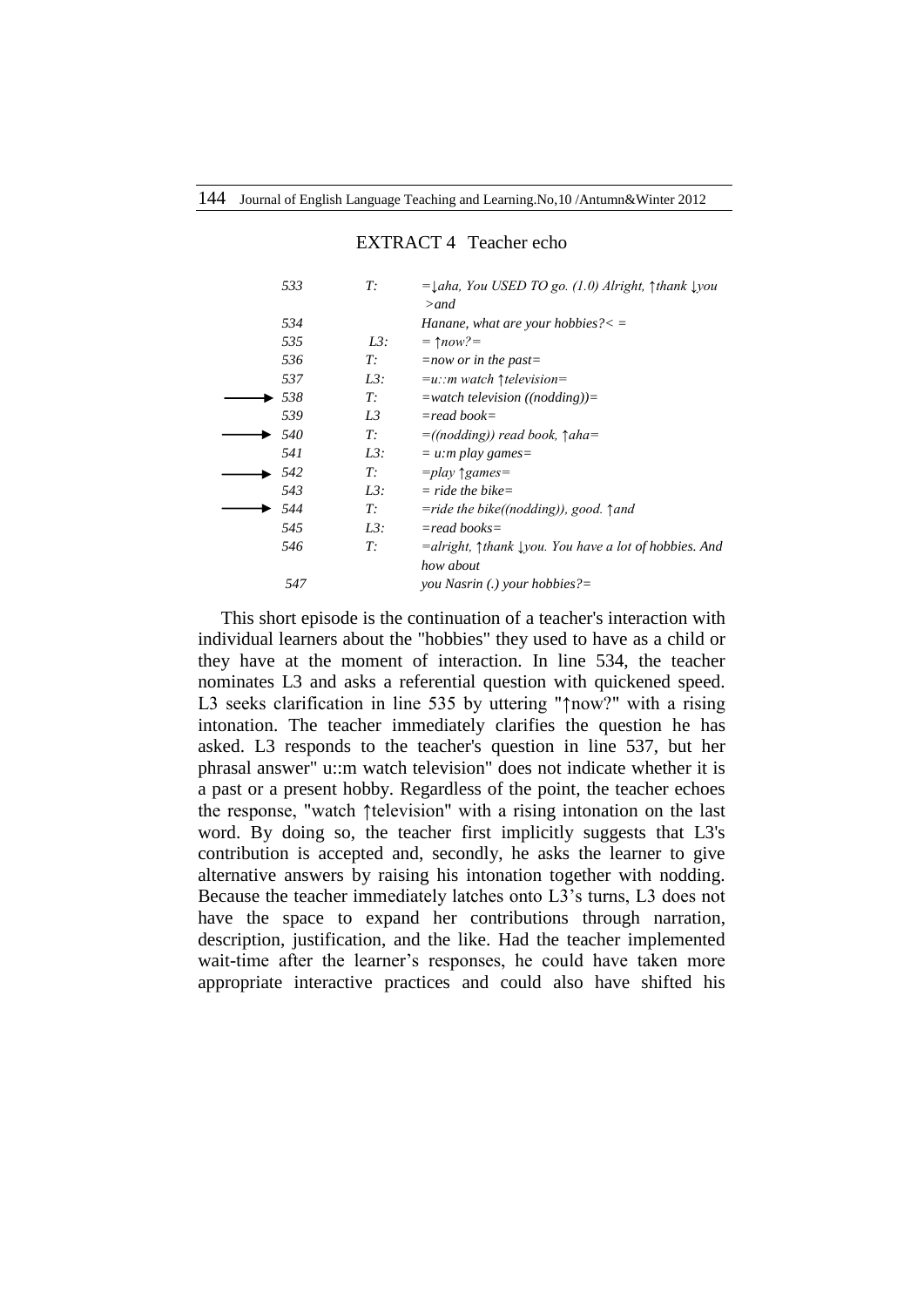EXTRACT 4 Teacher echo

| | | | |
|---|---|---|---|
| | 533 | T: | =↓aha, You USED TO go. (1.0) Alright, ↑thank ↓you >and |
| | 534 | | Hanane, what are your hobbies?< = |
| | 535 | L3: | = ↑now?= |
| | 536 | T: | =now or in the past= |
| | 537 | L3: | =u::m watch ↑television= |
| ⟶ | 538 | T: | =watch television ((nodding))= |
| | 539 | L3 | =read book= |
| ⟶ | 540 | T: | =((nodding)) read book, ↑aha= |
| | 541 | L3: | = u:m play games= |
| ⟶ | 542 | T: | =play ↑games= |
| | 543 | L3: | = ride the bike= |
| ⟶ | 544 | T: | =ride the bike((nodding)), good. ↑and |
| | 545 | L3: | =read books= |
| | 546 | T: | =alright, ↑thank ↓you. You have a lot of hobbies. And how about |
| | 547 | | you Nasrin (.) your hobbies?= |

This short episode is the continuation of a teacher's interaction with individual learners about the "hobbies" they used to have as a child or they have at the moment of interaction. In line 534, the teacher nominates L3 and asks a referential question with quickened speed. L3 seeks clarification in line 535 by uttering "↑now?" with a rising intonation. The teacher immediately clarifies the question he has asked. L3 responds to the teacher's question in line 537, but her phrasal answer" u::m watch television" does not indicate whether it is a past or a present hobby. Regardless of the point, the teacher echoes the response, "watch ↑television" with a rising intonation on the last word. By doing so, the teacher first implicitly suggests that L3's contribution is accepted and, secondly, he asks the learner to give alternative answers by raising his intonation together with nodding. Because the teacher immediately latches onto L3's turns, L3 does not have the space to expand her contributions through narration, description, justification, and the like. Had the teacher implemented wait-time after the learner's responses, he could have taken more appropriate interactive practices and could also have shifted his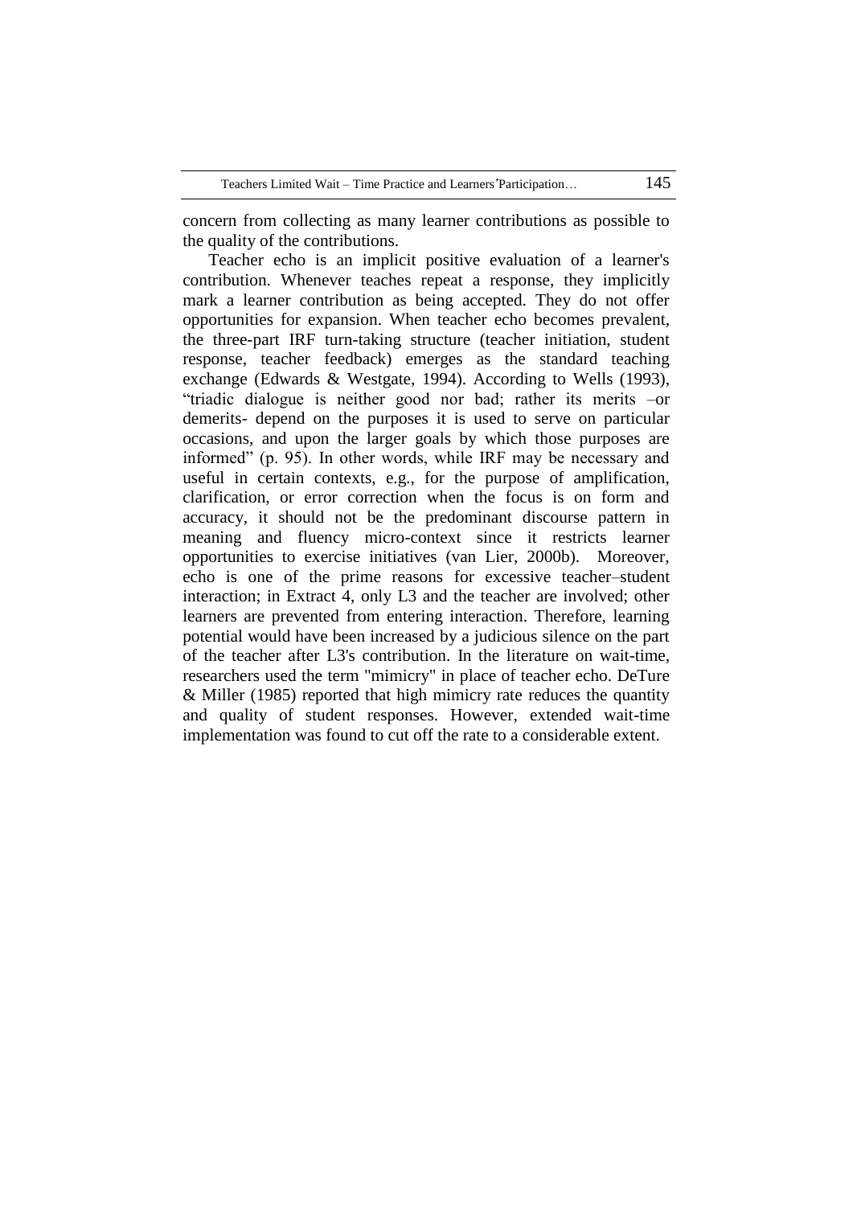concern from collecting as many learner contributions as possible to the quality of the contributions.

Teacher echo is an implicit positive evaluation of a learner's contribution. Whenever teaches repeat a response, they implicitly mark a learner contribution as being accepted. They do not offer opportunities for expansion. When teacher echo becomes prevalent, the three-part IRF turn-taking structure (teacher initiation, student response, teacher feedback) emerges as the standard teaching exchange (Edwards & Westgate, 1994). According to Wells (1993), "triadic dialogue is neither good nor bad; rather its merits –or demerits- depend on the purposes it is used to serve on particular occasions, and upon the larger goals by which those purposes are informed" (p. 95). In other words, while IRF may be necessary and useful in certain contexts, e.g., for the purpose of amplification, clarification, or error correction when the focus is on form and accuracy, it should not be the predominant discourse pattern in meaning and fluency micro-context since it restricts learner opportunities to exercise initiatives (van Lier, 2000b). Moreover, echo is one of the prime reasons for excessive teacher–student interaction; in Extract 4, only L3 and the teacher are involved; other learners are prevented from entering interaction. Therefore, learning potential would have been increased by a judicious silence on the part of the teacher after L3's contribution. In the literature on wait-time, researchers used the term "mimicry" in place of teacher echo. DeTure & Miller (1985) reported that high mimicry rate reduces the quantity and quality of student responses. However, extended wait-time implementation was found to cut off the rate to a considerable extent.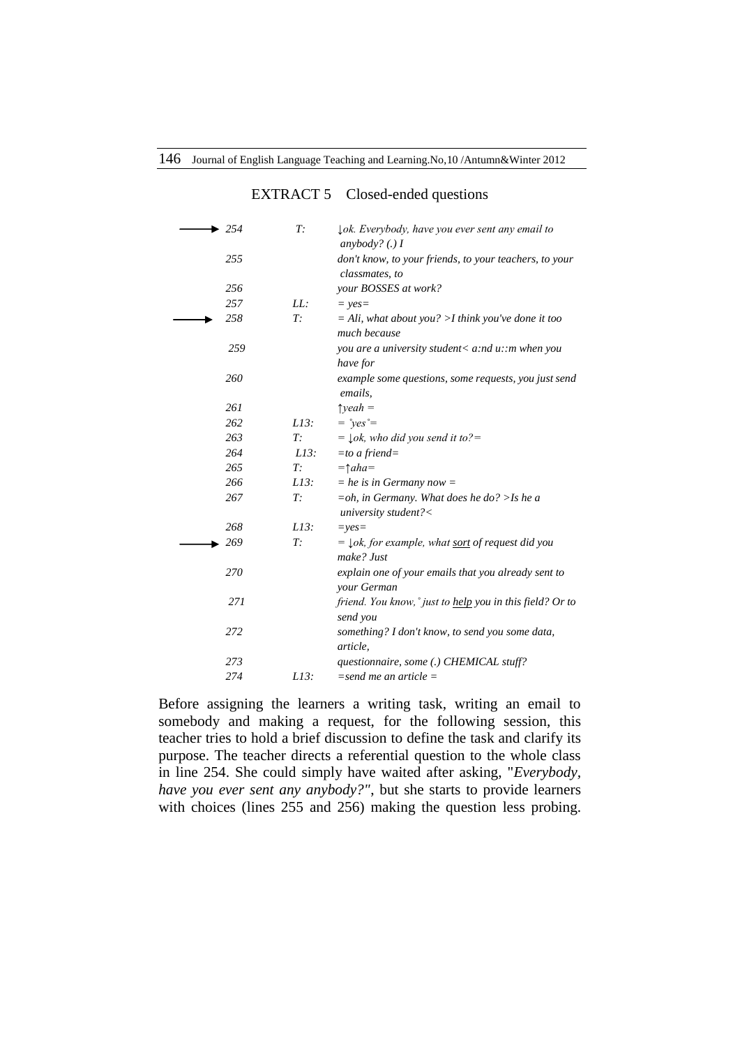## EXTRACT 5 Closed-ended questions

| | Line | Speaker | Utterance |
|---|---|---|---|
| → | 254 | T: | *↓ok. Everybody, have you ever sent any email to anybody? (.) I* |
| | 255 | | *don't know, to your friends, to your teachers, to your classmates, to* |
| | 256 | | *your BOSSES at work?* |
| | 257 | LL: | *= yes=* |
| → | 258 | T: | *= Ali, what about you? >I think you've done it too much because* |
| | 259 | | *you are a university student< a:nd u::m when you have for* |
| | 260 | | *example some questions, some requests, you just send emails,* |
| | 261 | | *↑yeah =* |
| | 262 | L13: | *= °yes°=* |
| | 263 | T: | *= ↓ok, who did you send it to?=* |
| | 264 | L13: | *=to a friend=* |
| | 265 | T: | *=↑aha=* |
| | 266 | L13: | *= he is in Germany now =* |
| | 267 | T: | *=oh, in Germany. What does he do? >Is he a university student?<* |
| | 268 | L13: | *=yes=* |
| → | 269 | T: | *= ↓ok, for example, what <u>sort</u> of request did you make? Just* |
| | 270 | | *explain one of your emails that you already sent to your German* |
| | 271 | | *friend. You know, ° just to <u>help</u> you in this field? Or to send you* |
| | 272 | | *something? I don't know, to send you some data, article,* |
| | 273 | | *questionnaire, some (.) CHEMICAL stuff?* |
| | 274 | L13: | *=send me an article =* |

Before assigning the learners a writing task, writing an email to somebody and making a request, for the following session, this teacher tries to hold a brief discussion to define the task and clarify its purpose. The teacher directs a referential question to the whole class in line 254. She could simply have waited after asking, "*Everybody, have you ever sent any anybody?"*, but she starts to provide learners with choices (lines 255 and 256) making the question less probing.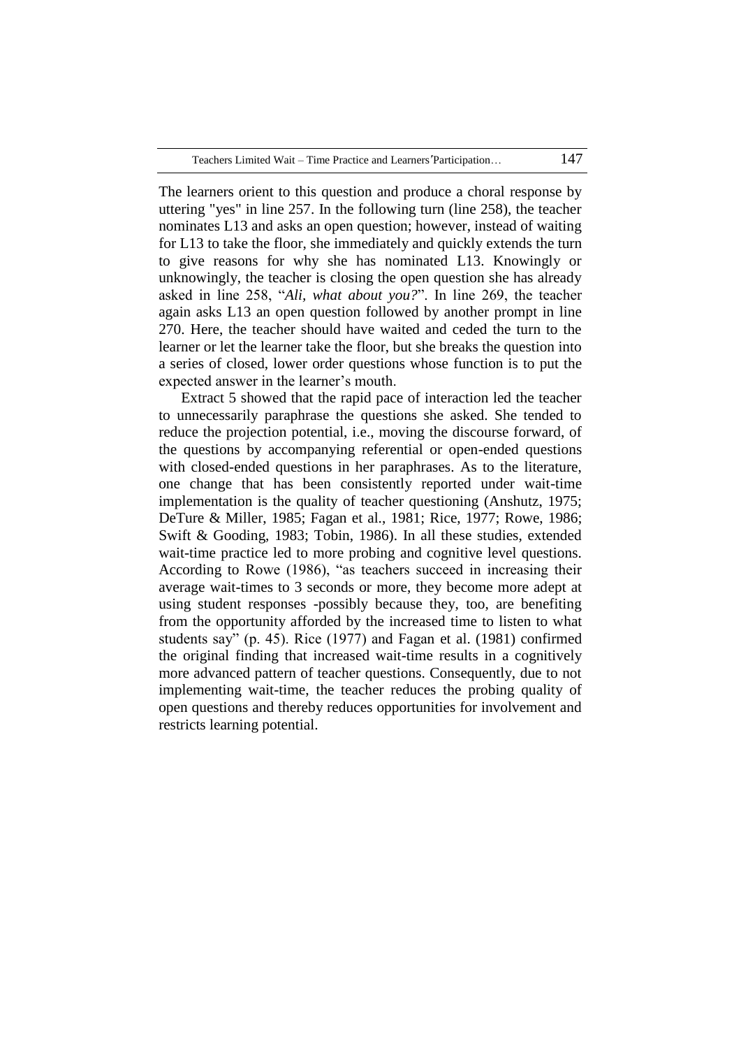The learners orient to this question and produce a choral response by uttering "yes" in line 257. In the following turn (line 258), the teacher nominates L13 and asks an open question; however, instead of waiting for L13 to take the floor, she immediately and quickly extends the turn to give reasons for why she has nominated L13. Knowingly or unknowingly, the teacher is closing the open question she has already asked in line 258, "*Ali, what about you?*". In line 269, the teacher again asks L13 an open question followed by another prompt in line 270. Here, the teacher should have waited and ceded the turn to the learner or let the learner take the floor, but she breaks the question into a series of closed, lower order questions whose function is to put the expected answer in the learner's mouth.

Extract 5 showed that the rapid pace of interaction led the teacher to unnecessarily paraphrase the questions she asked. She tended to reduce the projection potential, i.e., moving the discourse forward, of the questions by accompanying referential or open-ended questions with closed-ended questions in her paraphrases. As to the literature, one change that has been consistently reported under wait-time implementation is the quality of teacher questioning (Anshutz, 1975; DeTure & Miller, 1985; Fagan et al., 1981; Rice, 1977; Rowe, 1986; Swift & Gooding, 1983; Tobin, 1986). In all these studies, extended wait-time practice led to more probing and cognitive level questions. According to Rowe (1986), "as teachers succeed in increasing their average wait-times to 3 seconds or more, they become more adept at using student responses -possibly because they, too, are benefiting from the opportunity afforded by the increased time to listen to what students say" (p. 45). Rice (1977) and Fagan et al. (1981) confirmed the original finding that increased wait-time results in a cognitively more advanced pattern of teacher questions. Consequently, due to not implementing wait-time, the teacher reduces the probing quality of open questions and thereby reduces opportunities for involvement and restricts learning potential.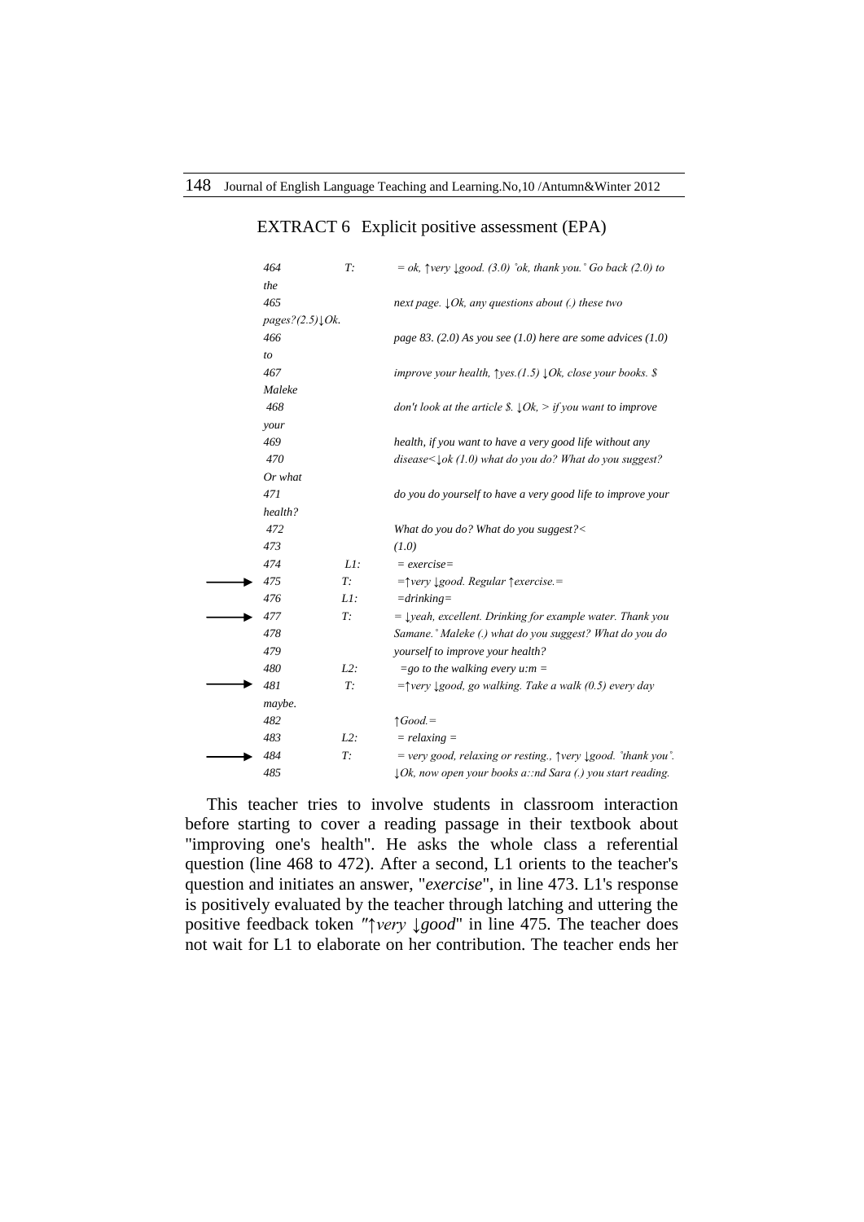EXTRACT 6 Explicit positive assessment (EPA)

```
    464    T:    = ok, ↑very ↓good. (3.0) °ok, thank you.° Go back (2.0) to the
    465          next page. ↓Ok, any questions about (.) these two pages?(2.5)↓Ok.
    466          page 83. (2.0) As you see (1.0) here are some advices (1.0) to
    467          improve your health, ↑yes.(1.5) ↓Ok, close your books. $ Maleke
    468          don't look at the article $. ↓Ok, > if you want to improve your
    469          health, if you want to have a very good life without any
    470          disease<↓ok (1.0) what do you do? What do you suggest? Or what
    471          do you do yourself to have a very good life to improve your health?
    472          What do you do? What do you suggest?<
    473          (1.0)
    474    L1:   = exercise=
--> 475    T:    =↑very ↓good. Regular ↑exercise.=
    476    L1:   =drinking=
--> 477    T:    = ↓yeah, excellent. Drinking for example water. Thank you
    478          Samane.° Maleke (.) what do you suggest? What do you do
    479          yourself to improve your health?
    480    L2:   =go to the walking every u:m =
--> 481    T:    =↑very ↓good, go walking. Take a walk (0.5) every day maybe.
    482          ↑Good.=
    483    L2:   = relaxing =
--> 484    T:    = very good, relaxing or resting., ↑very ↓good. °thank you°.
    485          ↓Ok, now open your books a::nd Sara (.) you start reading.
```

This teacher tries to involve students in classroom interaction before starting to cover a reading passage in their textbook about "improving one's health". He asks the whole class a referential question (line 468 to 472). After a second, L1 orients to the teacher's question and initiates an answer, "*exercise*", in line 473. L1's response is positively evaluated by the teacher through latching and uttering the positive feedback token "*↑very ↓good*" in line 475. The teacher does not wait for L1 to elaborate on her contribution. The teacher ends her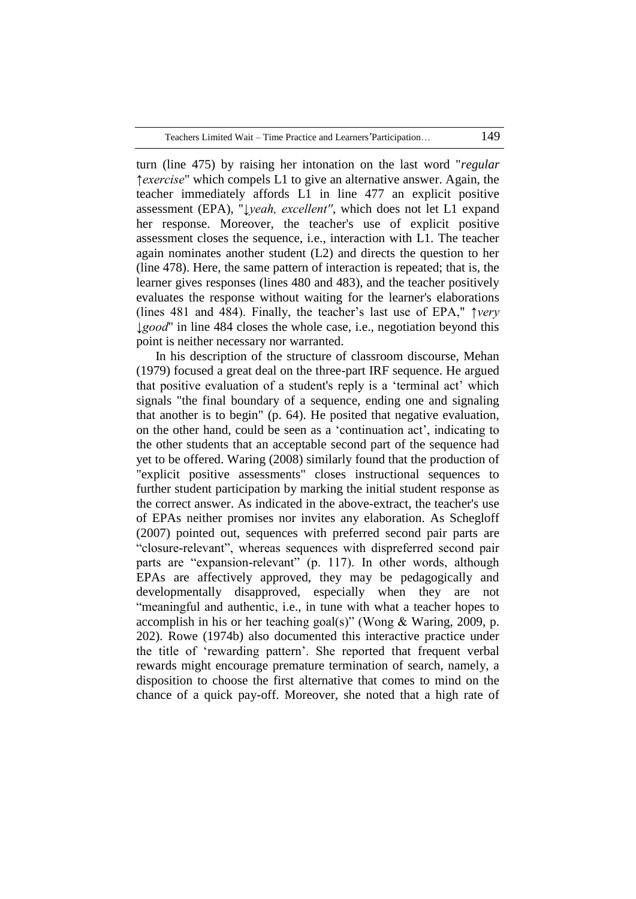turn (line 475) by raising her intonation on the last word "*regular ↑exercise*" which compels L1 to give an alternative answer. Again, the teacher immediately affords L1 in line 477 an explicit positive assessment (EPA), "*↓yeah, excellent"*, which does not let L1 expand her response. Moreover, the teacher's use of explicit positive assessment closes the sequence, i.e., interaction with L1. The teacher again nominates another student (L2) and directs the question to her (line 478). Here, the same pattern of interaction is repeated; that is, the learner gives responses (lines 480 and 483), and the teacher positively evaluates the response without waiting for the learner's elaborations (lines 481 and 484). Finally, the teacher's last use of EPA," *↑very ↓good*" in line 484 closes the whole case, i.e., negotiation beyond this point is neither necessary nor warranted.

In his description of the structure of classroom discourse, Mehan (1979) focused a great deal on the three-part IRF sequence. He argued that positive evaluation of a student's reply is a 'terminal act' which signals "the final boundary of a sequence, ending one and signaling that another is to begin" (p. 64). He posited that negative evaluation, on the other hand, could be seen as a 'continuation act', indicating to the other students that an acceptable second part of the sequence had yet to be offered. Waring (2008) similarly found that the production of "explicit positive assessments" closes instructional sequences to further student participation by marking the initial student response as the correct answer. As indicated in the above-extract, the teacher's use of EPAs neither promises nor invites any elaboration. As Schegloff (2007) pointed out, sequences with preferred second pair parts are "closure-relevant", whereas sequences with dispreferred second pair parts are "expansion-relevant" (p. 117). In other words, although EPAs are affectively approved, they may be pedagogically and developmentally disapproved, especially when they are not "meaningful and authentic, i.e., in tune with what a teacher hopes to accomplish in his or her teaching goal(s)" (Wong & Waring, 2009, p. 202). Rowe (1974b) also documented this interactive practice under the title of 'rewarding pattern'. She reported that frequent verbal rewards might encourage premature termination of search, namely, a disposition to choose the first alternative that comes to mind on the chance of a quick pay-off. Moreover, she noted that a high rate of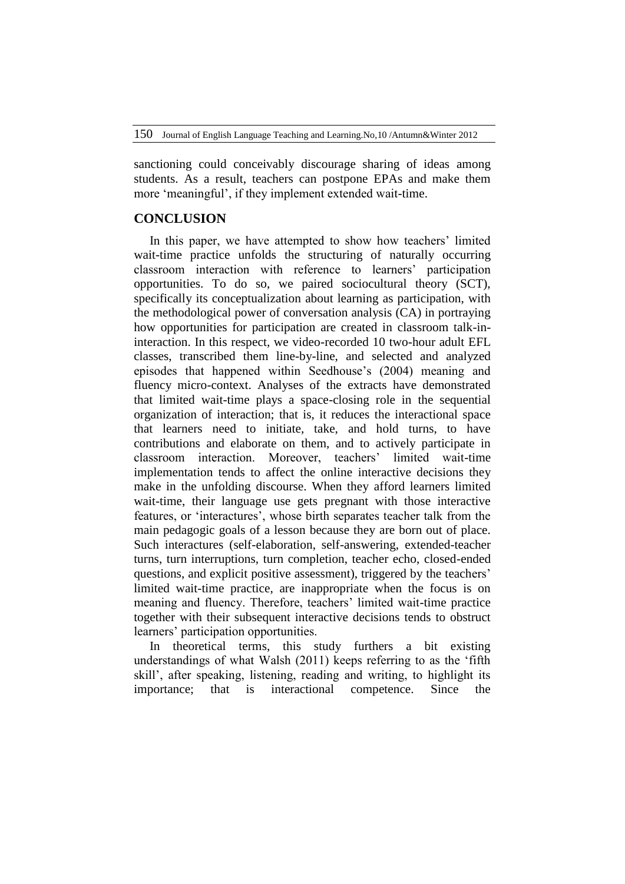sanctioning could conceivably discourage sharing of ideas among students. As a result, teachers can postpone EPAs and make them more 'meaningful', if they implement extended wait-time.

## CONCLUSION

In this paper, we have attempted to show how teachers' limited wait-time practice unfolds the structuring of naturally occurring classroom interaction with reference to learners' participation opportunities. To do so, we paired sociocultural theory (SCT), specifically its conceptualization about learning as participation, with the methodological power of conversation analysis (CA) in portraying how opportunities for participation are created in classroom talk-in-interaction. In this respect, we video-recorded 10 two-hour adult EFL classes, transcribed them line-by-line, and selected and analyzed episodes that happened within Seedhouse's (2004) meaning and fluency micro-context. Analyses of the extracts have demonstrated that limited wait-time plays a space-closing role in the sequential organization of interaction; that is, it reduces the interactional space that learners need to initiate, take, and hold turns, to have contributions and elaborate on them, and to actively participate in classroom interaction. Moreover, teachers' limited wait-time implementation tends to affect the online interactive decisions they make in the unfolding discourse. When they afford learners limited wait-time, their language use gets pregnant with those interactive features, or 'interactures', whose birth separates teacher talk from the main pedagogic goals of a lesson because they are born out of place. Such interactures (self-elaboration, self-answering, extended-teacher turns, turn interruptions, turn completion, teacher echo, closed-ended questions, and explicit positive assessment), triggered by the teachers' limited wait-time practice, are inappropriate when the focus is on meaning and fluency. Therefore, teachers' limited wait-time practice together with their subsequent interactive decisions tends to obstruct learners' participation opportunities.

In theoretical terms, this study furthers a bit existing understandings of what Walsh (2011) keeps referring to as the 'fifth skill', after speaking, listening, reading and writing, to highlight its importance; that is interactional competence. Since the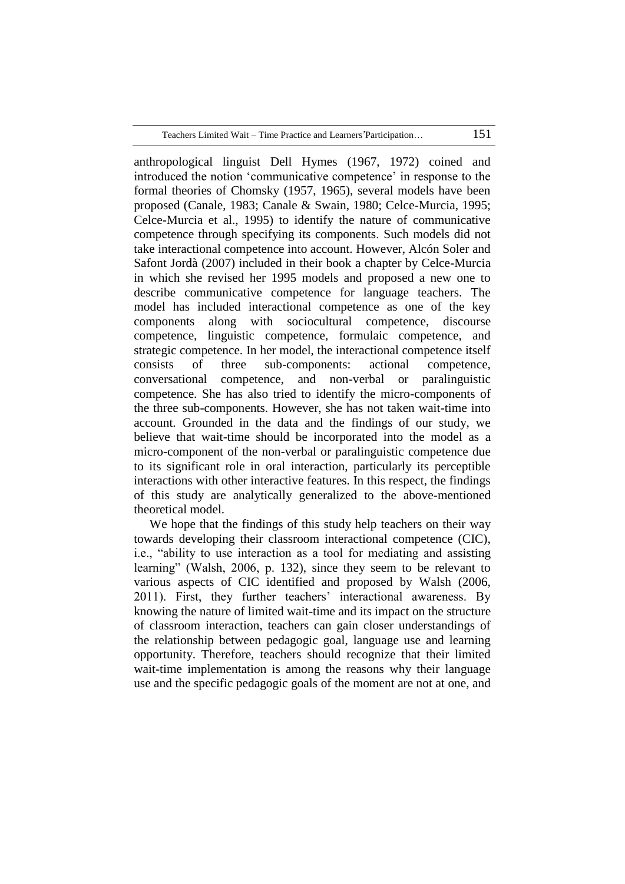anthropological linguist Dell Hymes (1967, 1972) coined and introduced the notion 'communicative competence' in response to the formal theories of Chomsky (1957, 1965), several models have been proposed (Canale, 1983; Canale & Swain, 1980; Celce-Murcia, 1995; Celce-Murcia et al., 1995) to identify the nature of communicative competence through specifying its components. Such models did not take interactional competence into account. However, Alcón Soler and Safont Jordà (2007) included in their book a chapter by Celce-Murcia in which she revised her 1995 models and proposed a new one to describe communicative competence for language teachers. The model has included interactional competence as one of the key components along with sociocultural competence, discourse competence, linguistic competence, formulaic competence, and strategic competence. In her model, the interactional competence itself consists of three sub-components: actional competence, conversational competence, and non-verbal or paralinguistic competence. She has also tried to identify the micro-components of the three sub-components. However, she has not taken wait-time into account. Grounded in the data and the findings of our study, we believe that wait-time should be incorporated into the model as a micro-component of the non-verbal or paralinguistic competence due to its significant role in oral interaction, particularly its perceptible interactions with other interactive features. In this respect, the findings of this study are analytically generalized to the above-mentioned theoretical model.

We hope that the findings of this study help teachers on their way towards developing their classroom interactional competence (CIC), i.e., "ability to use interaction as a tool for mediating and assisting learning" (Walsh, 2006, p. 132), since they seem to be relevant to various aspects of CIC identified and proposed by Walsh (2006, 2011). First, they further teachers' interactional awareness. By knowing the nature of limited wait-time and its impact on the structure of classroom interaction, teachers can gain closer understandings of the relationship between pedagogic goal, language use and learning opportunity. Therefore, teachers should recognize that their limited wait-time implementation is among the reasons why their language use and the specific pedagogic goals of the moment are not at one, and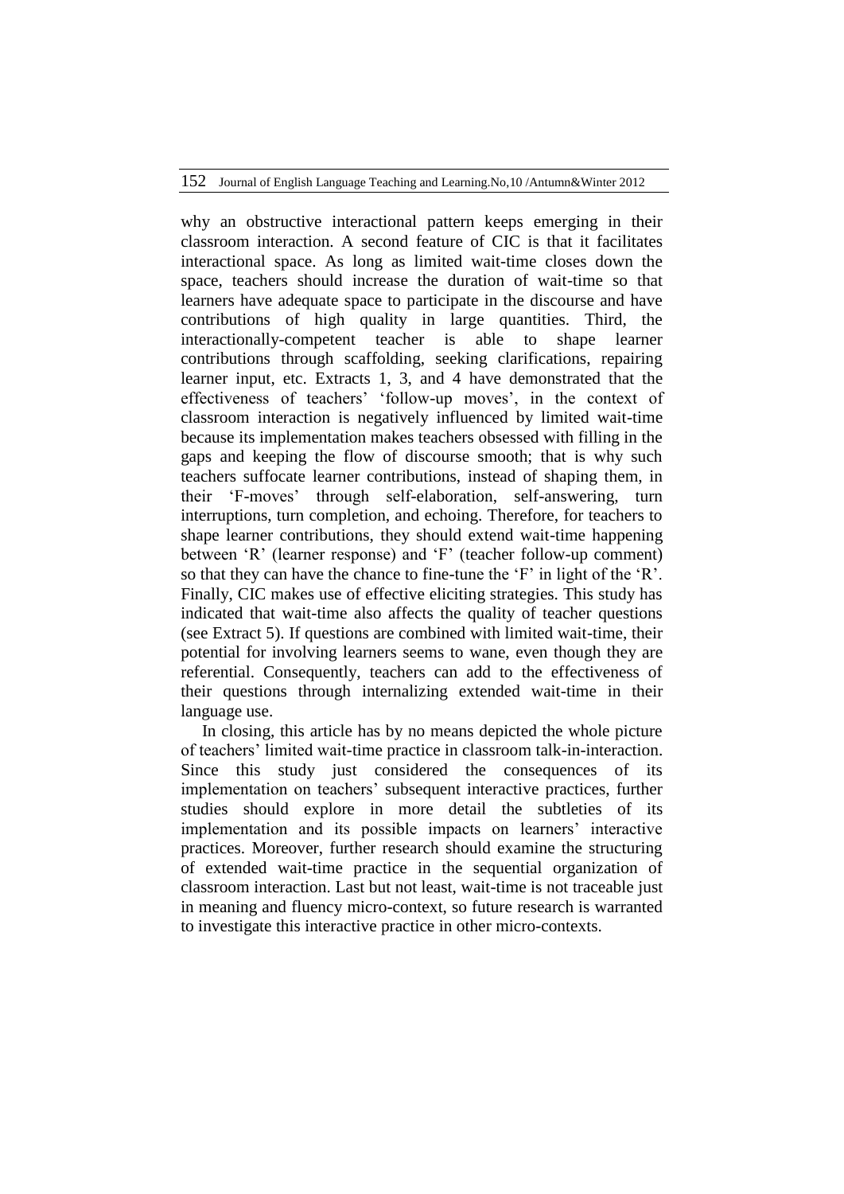why an obstructive interactional pattern keeps emerging in their classroom interaction. A second feature of CIC is that it facilitates interactional space. As long as limited wait-time closes down the space, teachers should increase the duration of wait-time so that learners have adequate space to participate in the discourse and have contributions of high quality in large quantities. Third, the interactionally-competent teacher is able to shape learner contributions through scaffolding, seeking clarifications, repairing learner input, etc. Extracts 1, 3, and 4 have demonstrated that the effectiveness of teachers' 'follow-up moves', in the context of classroom interaction is negatively influenced by limited wait-time because its implementation makes teachers obsessed with filling in the gaps and keeping the flow of discourse smooth; that is why such teachers suffocate learner contributions, instead of shaping them, in their 'F-moves' through self-elaboration, self-answering, turn interruptions, turn completion, and echoing. Therefore, for teachers to shape learner contributions, they should extend wait-time happening between 'R' (learner response) and 'F' (teacher follow-up comment) so that they can have the chance to fine-tune the 'F' in light of the 'R'. Finally, CIC makes use of effective eliciting strategies. This study has indicated that wait-time also affects the quality of teacher questions (see Extract 5). If questions are combined with limited wait-time, their potential for involving learners seems to wane, even though they are referential. Consequently, teachers can add to the effectiveness of their questions through internalizing extended wait-time in their language use.

In closing, this article has by no means depicted the whole picture of teachers' limited wait-time practice in classroom talk-in-interaction. Since this study just considered the consequences of its implementation on teachers' subsequent interactive practices, further studies should explore in more detail the subtleties of its implementation and its possible impacts on learners' interactive practices. Moreover, further research should examine the structuring of extended wait-time practice in the sequential organization of classroom interaction. Last but not least, wait-time is not traceable just in meaning and fluency micro-context, so future research is warranted to investigate this interactive practice in other micro-contexts.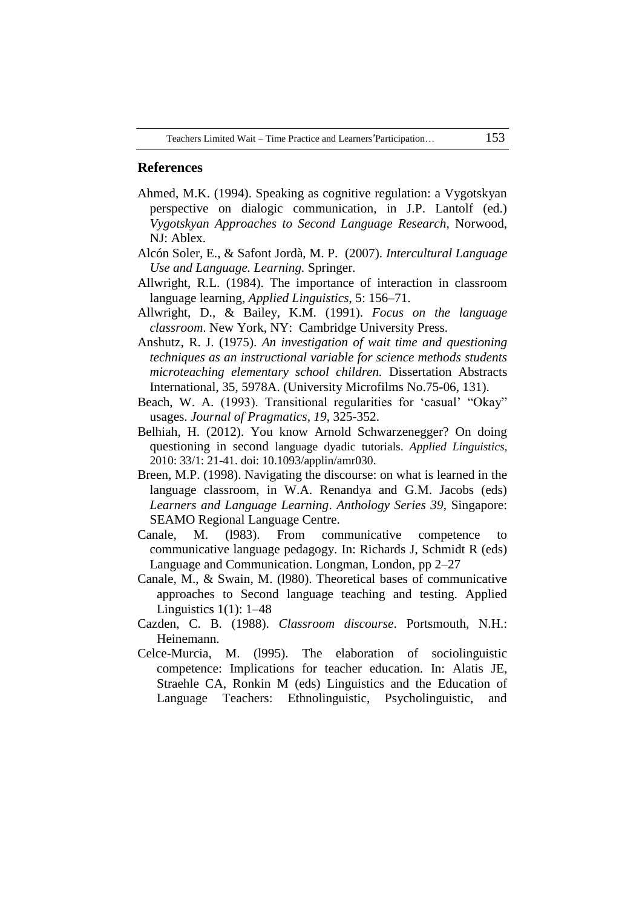## References

Ahmed, M.K. (1994). Speaking as cognitive regulation: a Vygotskyan perspective on dialogic communication, in J.P. Lantolf (ed.) *Vygotskyan Approaches to Second Language Research*, Norwood, NJ: Ablex.

Alcón Soler, E., & Safont Jordà, M. P. (2007). *Intercultural Language Use and Language. Learning.* Springer.

Allwright, R.L. (1984). The importance of interaction in classroom language learning, *Applied Linguistics*, 5: 156–71.

Allwright, D., & Bailey, K.M. (1991). *Focus on the language classroom*. New York, NY: Cambridge University Press.

Anshutz, R. J. (1975). *An investigation of wait time and questioning techniques as an instructional variable for science methods students microteaching elementary school children.* Dissertation Abstracts International, 35, 5978A. (University Microfilms No.75-06, 131).

Beach, W. A. (1993). Transitional regularities for 'casual' "Okay" usages. *Journal of Pragmatics*, *19*, 325-352.

Belhiah, H. (2012). You know Arnold Schwarzenegger? On doing questioning in second language dyadic tutorials. *Applied Linguistics*, 2010: 33/1: 21-41. doi: 10.1093/applin/amr030.

Breen, M.P. (1998). Navigating the discourse: on what is learned in the language classroom, in W.A. Renandya and G.M. Jacobs (eds) *Learners and Language Learning*. *Anthology Series 39*, Singapore: SEAMO Regional Language Centre.

Canale, M. (l983). From communicative competence to communicative language pedagogy. In: Richards J, Schmidt R (eds) Language and Communication. Longman, London, pp 2–27

Canale, M., & Swain, M. (l980). Theoretical bases of communicative approaches to Second language teaching and testing. Applied Linguistics 1(1): 1–48

Cazden, C. B. (1988). *Classroom discourse*. Portsmouth, N.H.: Heinemann.

Celce-Murcia, M. (l995). The elaboration of sociolinguistic competence: Implications for teacher education. In: Alatis JE, Straehle CA, Ronkin M (eds) Linguistics and the Education of Language Teachers: Ethnolinguistic, Psycholinguistic, and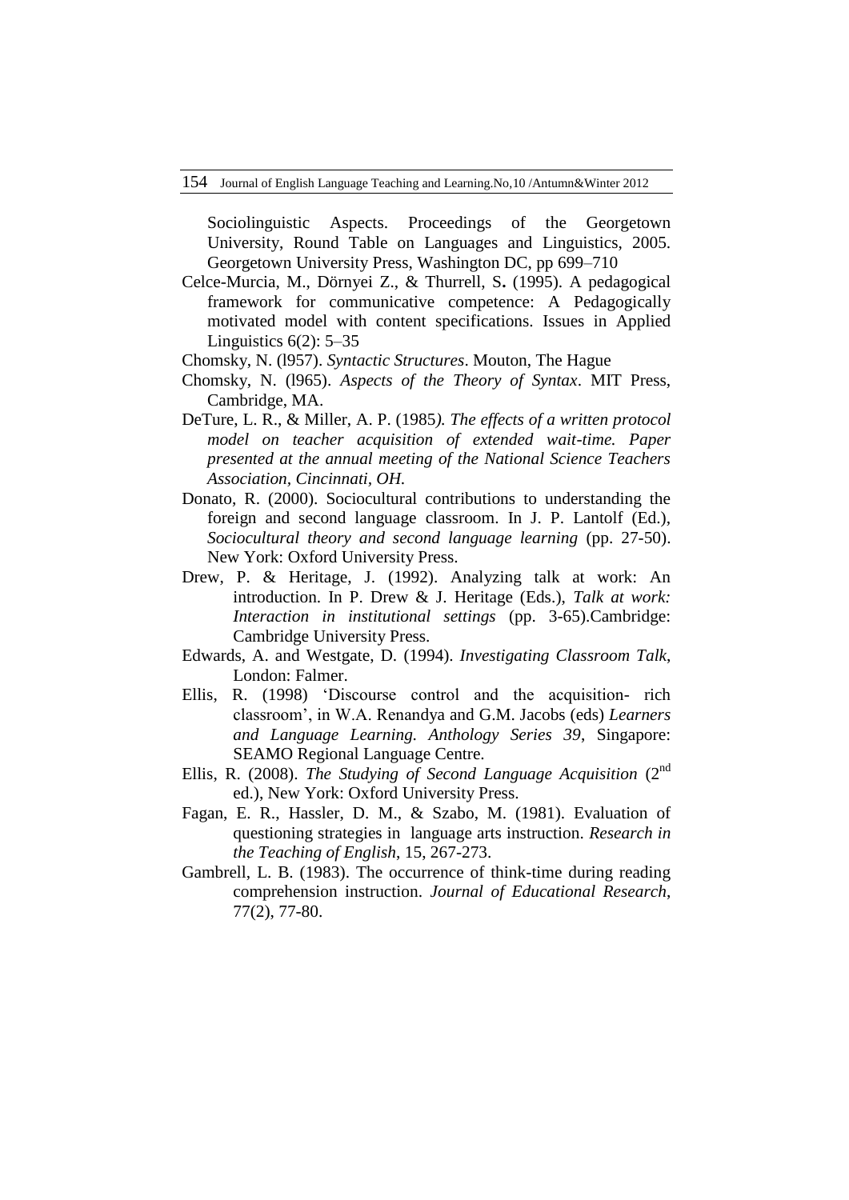Sociolinguistic Aspects. Proceedings of the Georgetown University, Round Table on Languages and Linguistics, 2005. Georgetown University Press, Washington DC, pp 699–710

Celce-Murcia, M., Dörnyei Z., & Thurrell, S**.** (1995). A pedagogical framework for communicative competence: A Pedagogically motivated model with content specifications. Issues in Applied Linguistics 6(2): 5–35

Chomsky, N. (l957). *Syntactic Structures*. Mouton, The Hague

Chomsky, N. (l965). *Aspects of the Theory of Syntax*. MIT Press, Cambridge, MA.

DeTure, L. R., & Miller, A. P. (1985*). The effects of a written protocol model on teacher acquisition of extended wait-time. Paper presented at the annual meeting of the National Science Teachers Association, Cincinnati, OH.*

Donato, R. (2000). Sociocultural contributions to understanding the foreign and second language classroom. In J. P. Lantolf (Ed.), *Sociocultural theory and second language learning* (pp. 27-50). New York: Oxford University Press.

Drew, P. & Heritage, J. (1992). Analyzing talk at work: An introduction. In P. Drew & J. Heritage (Eds.), *Talk at work: Interaction in institutional settings* (pp. 3-65).Cambridge: Cambridge University Press.

Edwards, A. and Westgate, D. (1994). *Investigating Classroom Talk*, London: Falmer.

Ellis, R. (1998) 'Discourse control and the acquisition- rich classroom', in W.A. Renandya and G.M. Jacobs (eds) *Learners and Language Learning. Anthology Series 39*, Singapore: SEAMO Regional Language Centre.

Ellis, R. (2008). *The Studying of Second Language Acquisition* (2nd ed.), New York: Oxford University Press.

Fagan, E. R., Hassler, D. M., & Szabo, M. (1981). Evaluation of questioning strategies in language arts instruction. *Research in the Teaching of English*, 15, 267-273.

Gambrell, L. B. (1983). The occurrence of think-time during reading comprehension instruction. *Journal of Educational Research*, 77(2), 77-80.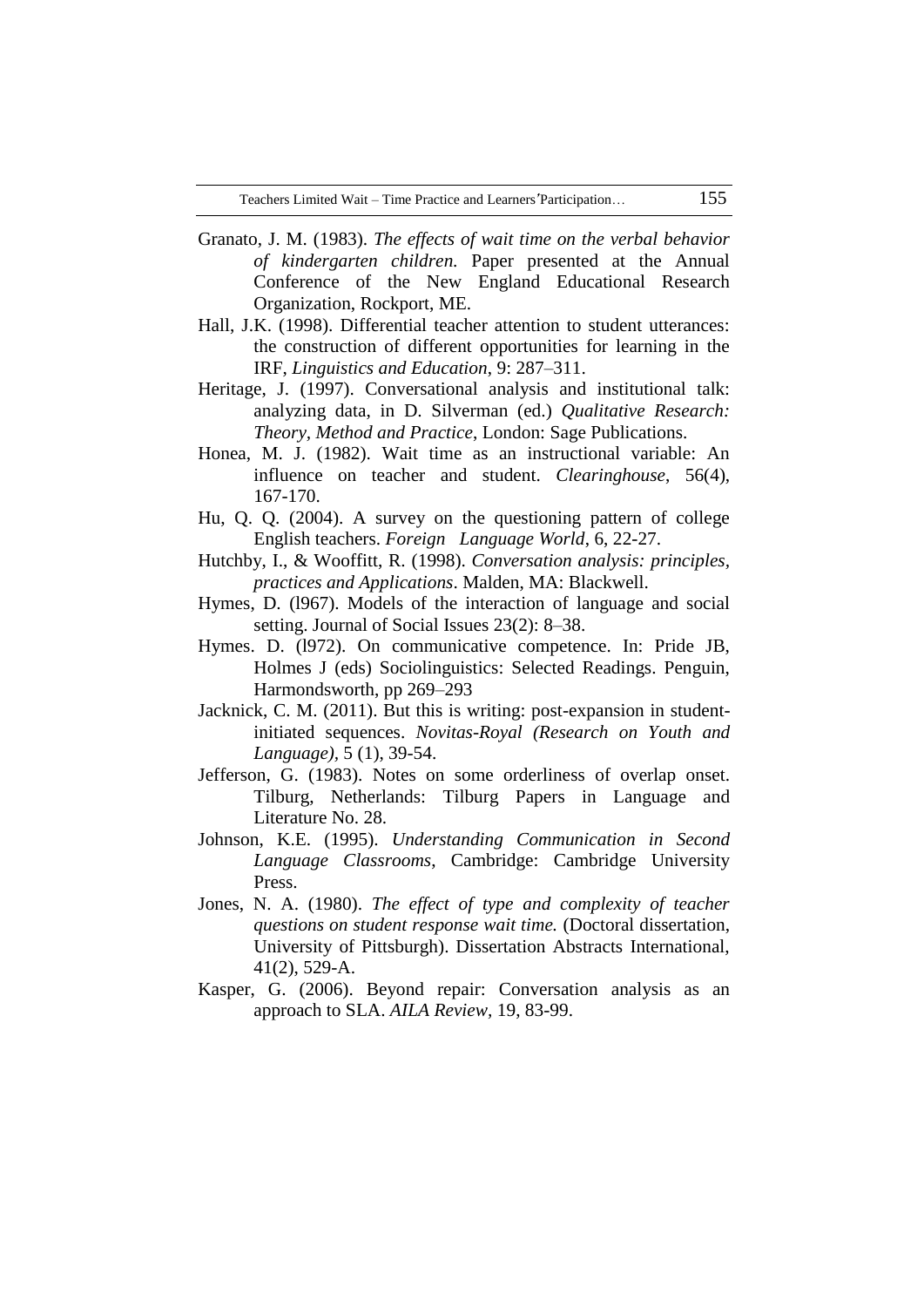Granato, J. M. (1983). *The effects of wait time on the verbal behavior of kindergarten children.* Paper presented at the Annual Conference of the New England Educational Research Organization, Rockport, ME.

Hall, J.K. (1998). Differential teacher attention to student utterances: the construction of different opportunities for learning in the IRF, *Linguistics and Education*, 9: 287–311.

Heritage, J. (1997). Conversational analysis and institutional talk: analyzing data, in D. Silverman (ed.) *Qualitative Research: Theory, Method and Practice*, London: Sage Publications.

Honea, M. J. (1982). Wait time as an instructional variable: An influence on teacher and student. *Clearinghouse*, 56(4), 167-170.

Hu, Q. Q. (2004). A survey on the questioning pattern of college English teachers. *Foreign Language World*, 6, 22-27.

Hutchby, I., & Wooffitt, R. (1998). *Conversation analysis: principles, practices and Applications*. Malden, MA: Blackwell.

Hymes, D. (l967). Models of the interaction of language and social setting. Journal of Social Issues 23(2): 8–38.

Hymes. D. (l972). On communicative competence. In: Pride JB, Holmes J (eds) Sociolinguistics: Selected Readings. Penguin, Harmondsworth, pp 269–293

Jacknick, C. M. (2011). But this is writing: post-expansion in student-initiated sequences. *Novitas-Royal (Research on Youth and Language)*, 5 (1), 39-54.

Jefferson, G. (1983). Notes on some orderliness of overlap onset. Tilburg, Netherlands: Tilburg Papers in Language and Literature No. 28.

Johnson, K.E. (1995). *Understanding Communication in Second Language Classrooms*, Cambridge: Cambridge University Press.

Jones, N. A. (1980). *The effect of type and complexity of teacher questions on student response wait time.* (Doctoral dissertation, University of Pittsburgh). Dissertation Abstracts International, 41(2), 529-A.

Kasper, G. (2006). Beyond repair: Conversation analysis as an approach to SLA. *AILA Review*, 19, 83-99.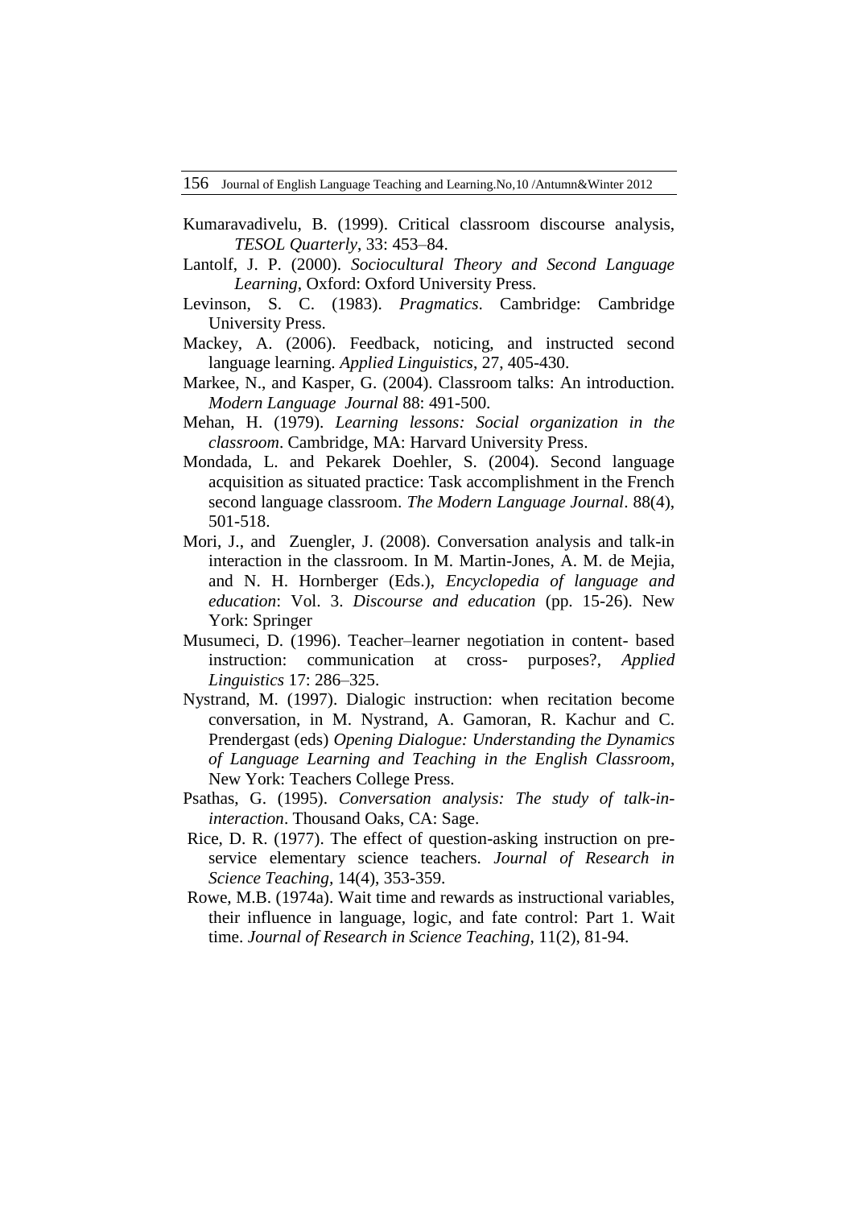Kumaravadivelu, B. (1999). Critical classroom discourse analysis, *TESOL Quarterly*, 33: 453–84.

Lantolf, J. P. (2000). *Sociocultural Theory and Second Language Learning*, Oxford: Oxford University Press.

Levinson, S. C. (1983). *Pragmatics*. Cambridge: Cambridge University Press.

Mackey, A. (2006). Feedback, noticing, and instructed second language learning. *Applied Linguistics*, 27, 405-430.

Markee, N., and Kasper, G. (2004). Classroom talks: An introduction. *Modern Language Journal* 88: 491-500.

Mehan, H. (1979). *Learning lessons: Social organization in the classroom*. Cambridge, MA: Harvard University Press.

Mondada, L. and Pekarek Doehler, S. (2004). Second language acquisition as situated practice: Task accomplishment in the French second language classroom. *The Modern Language Journal*. 88(4), 501-518.

Mori, J., and Zuengler, J. (2008). Conversation analysis and talk-in interaction in the classroom. In M. Martin-Jones, A. M. de Mejia, and N. H. Hornberger (Eds.), *Encyclopedia of language and education*: Vol. 3. *Discourse and education* (pp. 15-26). New York: Springer

Musumeci, D. (1996). Teacher–learner negotiation in content- based instruction: communication at cross- purposes?, *Applied Linguistics* 17: 286–325.

Nystrand, M. (1997). Dialogic instruction: when recitation become conversation, in M. Nystrand, A. Gamoran, R. Kachur and C. Prendergast (eds) *Opening Dialogue: Understanding the Dynamics of Language Learning and Teaching in the English Classroom*, New York: Teachers College Press.

Psathas, G. (1995). *Conversation analysis: The study of talk-in-interaction*. Thousand Oaks, CA: Sage.

Rice, D. R. (1977). The effect of question-asking instruction on pre-service elementary science teachers. *Journal of Research in Science Teaching*, 14(4), 353-359.

Rowe, M.B. (1974a). Wait time and rewards as instructional variables, their influence in language, logic, and fate control: Part 1. Wait time. *Journal of Research in Science Teaching*, 11(2), 81-94.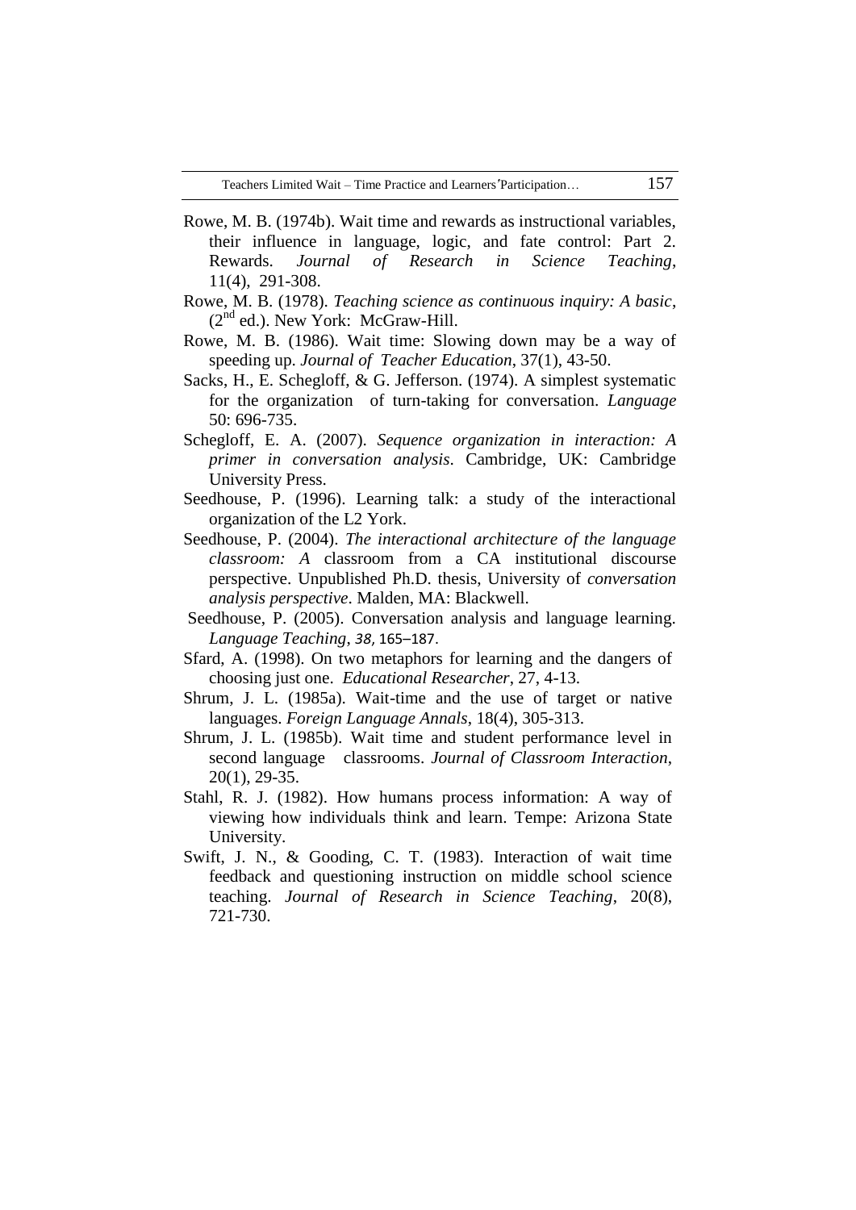Rowe, M. B. (1974b). Wait time and rewards as instructional variables, their influence in language, logic, and fate control: Part 2. Rewards. *Journal of Research in Science Teaching*, 11(4), 291-308.

Rowe, M. B. (1978). *Teaching science as continuous inquiry: A basic*, (2nd ed.). New York: McGraw-Hill.

Rowe, M. B. (1986). Wait time: Slowing down may be a way of speeding up. *Journal of Teacher Education*, 37(1), 43-50.

Sacks, H., E. Schegloff, & G. Jefferson. (1974). A simplest systematic for the organization of turn-taking for conversation. *Language* 50: 696-735.

Schegloff, E. A. (2007). *Sequence organization in interaction: A primer in conversation analysis*. Cambridge, UK: Cambridge University Press.

Seedhouse, P. (1996). Learning talk: a study of the interactional organization of the L2 York.

Seedhouse, P. (2004). *The interactional architecture of the language classroom: A* classroom from a CA institutional discourse perspective. Unpublished Ph.D. thesis, University of *conversation analysis perspective*. Malden, MA: Blackwell.

Seedhouse, P. (2005). Conversation analysis and language learning. *Language Teaching*, *38*, 165–187.

Sfard, A. (1998). On two metaphors for learning and the dangers of choosing just one. *Educational Researcher*, 27, 4-13.

Shrum, J. L. (1985a). Wait-time and the use of target or native languages. *Foreign Language Annals*, 18(4), 305-313.

Shrum, J. L. (1985b). Wait time and student performance level in second language classrooms. *Journal of Classroom Interaction*, 20(1), 29-35.

Stahl, R. J. (1982). How humans process information: A way of viewing how individuals think and learn. Tempe: Arizona State University.

Swift, J. N., & Gooding, C. T. (1983). Interaction of wait time feedback and questioning instruction on middle school science teaching. *Journal of Research in Science Teaching*, 20(8), 721-730.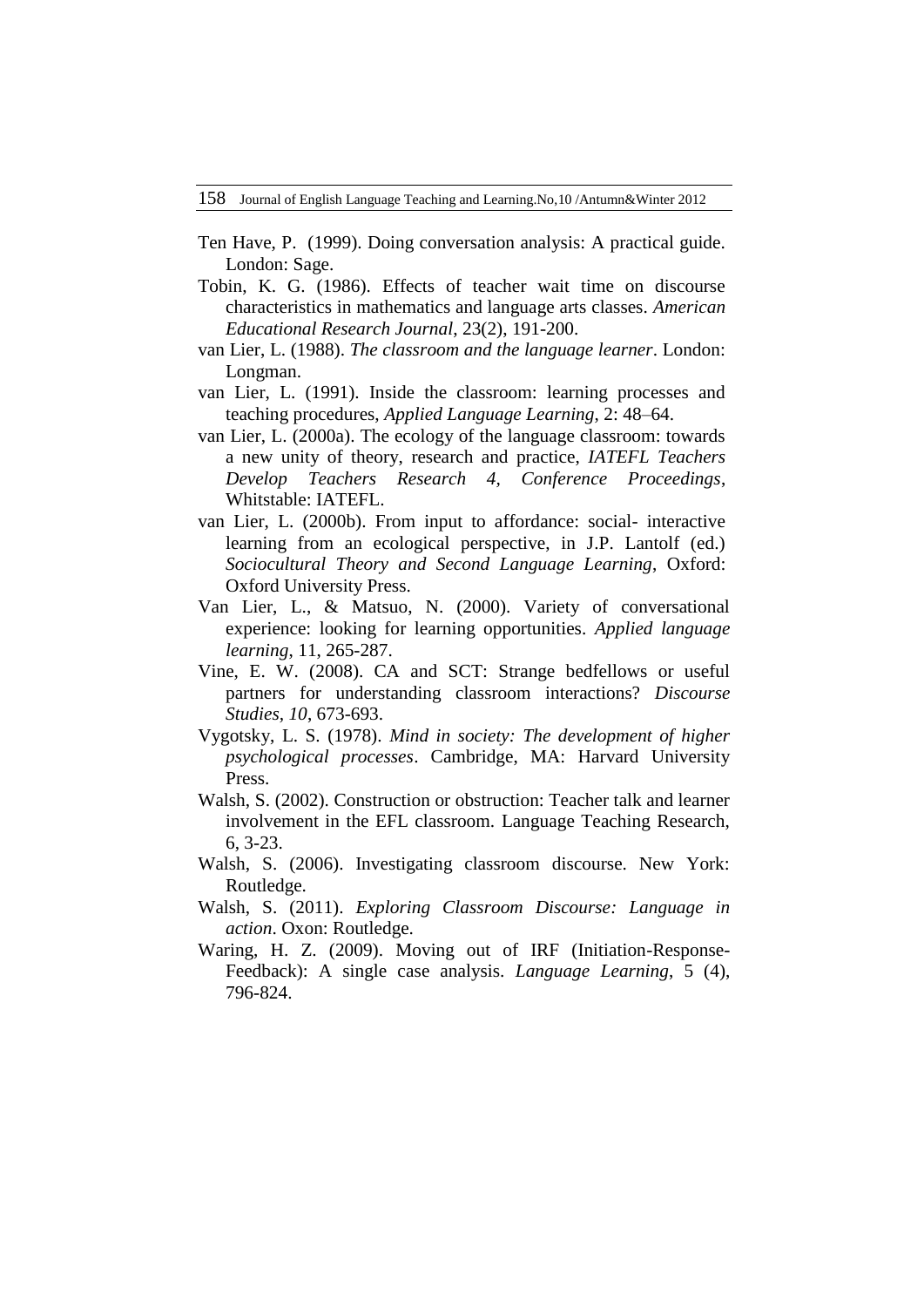Ten Have, P. (1999). Doing conversation analysis: A practical guide. London: Sage.

Tobin, K. G. (1986). Effects of teacher wait time on discourse characteristics in mathematics and language arts classes. *American Educational Research Journal*, 23(2), 191-200.

van Lier, L. (1988). *The classroom and the language learner*. London: Longman.

van Lier, L. (1991). Inside the classroom: learning processes and teaching procedures, *Applied Language Learning*, 2: 48–64.

van Lier, L. (2000a). The ecology of the language classroom: towards a new unity of theory, research and practice, *IATEFL Teachers Develop Teachers Research 4, Conference Proceedings*, Whitstable: IATEFL.

van Lier, L. (2000b). From input to affordance: social- interactive learning from an ecological perspective, in J.P. Lantolf (ed.) *Sociocultural Theory and Second Language Learning*, Oxford: Oxford University Press.

Van Lier, L., & Matsuo, N. (2000). Variety of conversational experience: looking for learning opportunities. *Applied language learning*, 11, 265-287.

Vine, E. W. (2008). CA and SCT: Strange bedfellows or useful partners for understanding classroom interactions? *Discourse Studies, 10*, 673-693.

Vygotsky, L. S. (1978). *Mind in society: The development of higher psychological processes*. Cambridge, MA: Harvard University Press.

Walsh, S. (2002). Construction or obstruction: Teacher talk and learner involvement in the EFL classroom. Language Teaching Research, 6, 3-23.

Walsh, S. (2006). Investigating classroom discourse. New York: Routledge.

Walsh, S. (2011). *Exploring Classroom Discourse: Language in action*. Oxon: Routledge.

Waring, H. Z. (2009). Moving out of IRF (Initiation-Response-Feedback): A single case analysis. *Language Learning*, 5 (4), 796-824.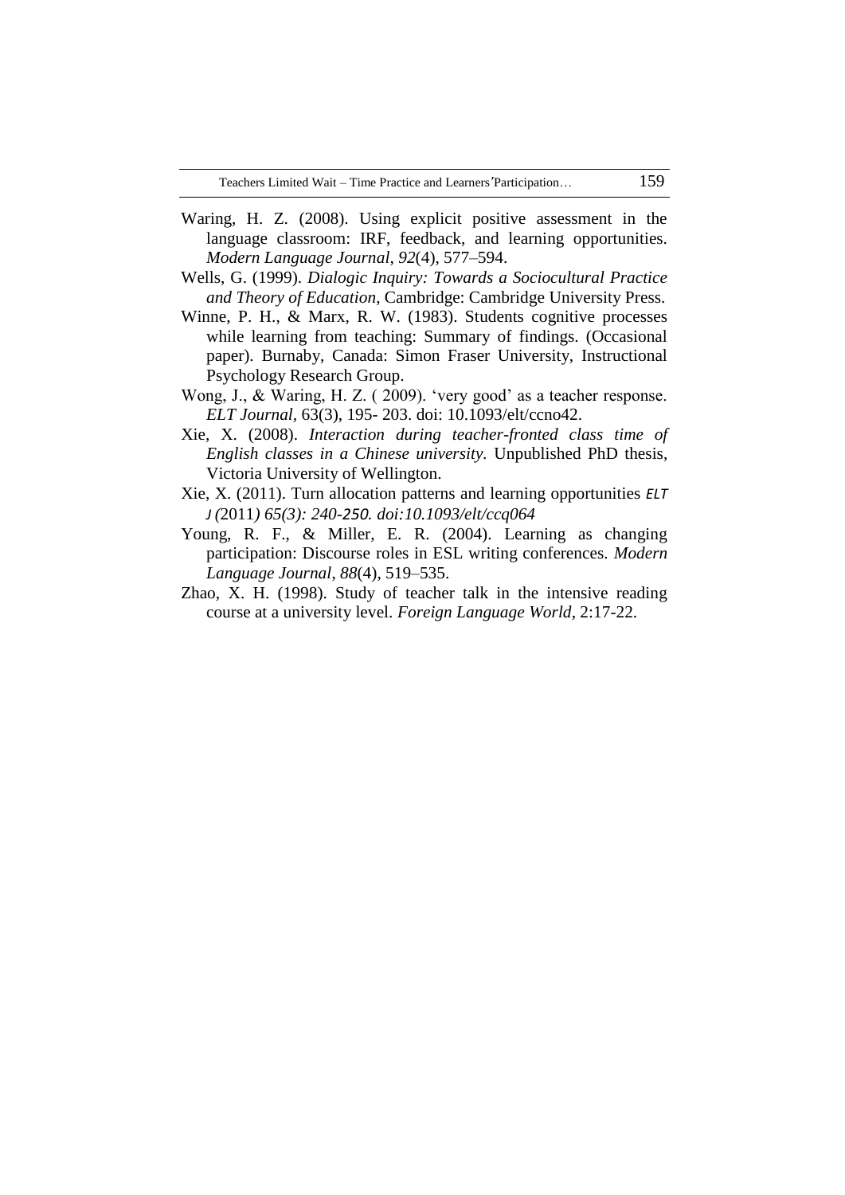Waring, H. Z. (2008). Using explicit positive assessment in the language classroom: IRF, feedback, and learning opportunities. *Modern Language Journal*, *92*(4), 577–594.

Wells, G. (1999). *Dialogic Inquiry: Towards a Sociocultural Practice and Theory of Education*, Cambridge: Cambridge University Press.

Winne, P. H., & Marx, R. W. (1983). Students cognitive processes while learning from teaching: Summary of findings. (Occasional paper). Burnaby, Canada: Simon Fraser University, Instructional Psychology Research Group.

Wong, J., & Waring, H. Z. ( 2009). 'very good' as a teacher response. *ELT Journal*, 63(3), 195- 203. doi: 10.1093/elt/ccno42.

Xie, X. (2008). *Interaction during teacher-fronted class time of English classes in a Chinese university*. Unpublished PhD thesis, Victoria University of Wellington.

Xie, X. (2011). Turn allocation patterns and learning opportunities *ELT J (*2011*) 65(3): 240-250. doi:10.1093/elt/ccq064*

Young, R. F., & Miller, E. R. (2004). Learning as changing participation: Discourse roles in ESL writing conferences. *Modern Language Journal*, *88*(4), 519–535.

Zhao, X. H. (1998). Study of teacher talk in the intensive reading course at a university level. *Foreign Language World*, 2:17-22.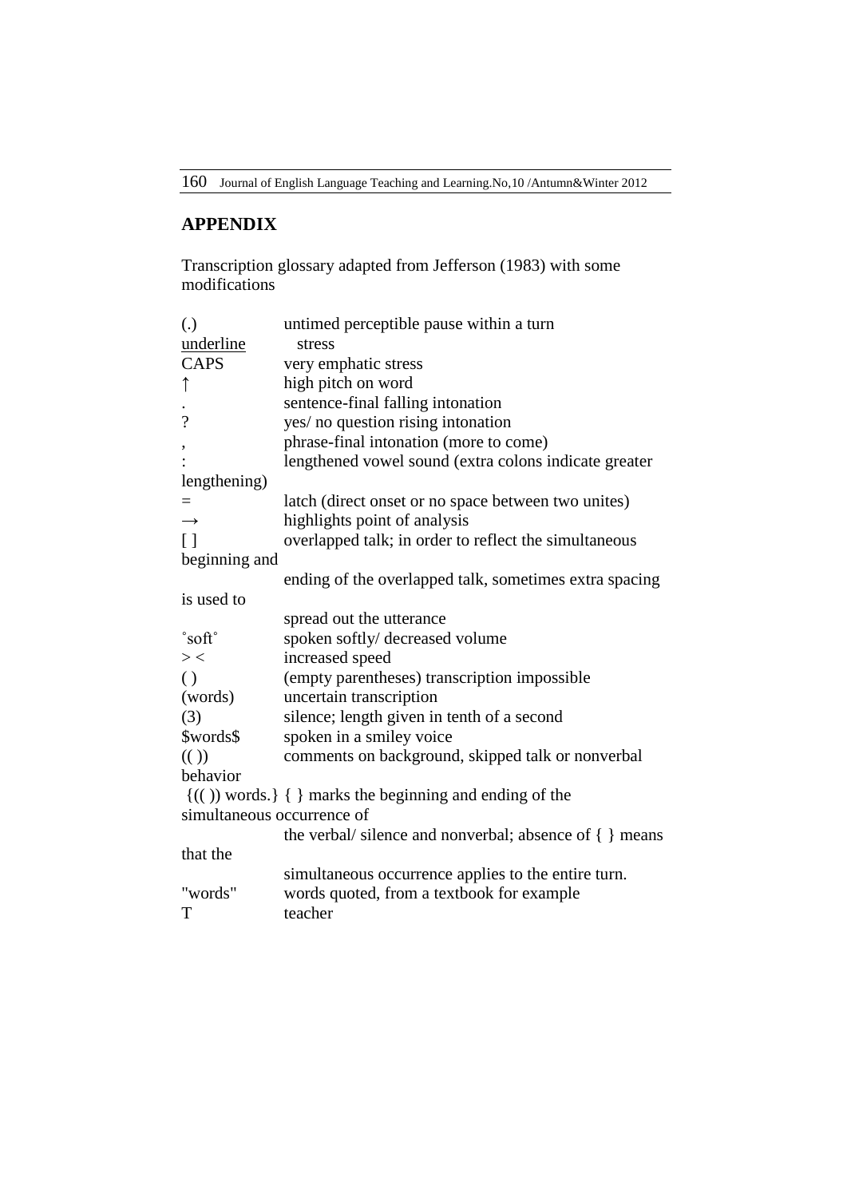## APPENDIX

Transcription glossary adapted from Jefferson (1983) with some modifications

| Symbol | Meaning |
|---|---|
| (.) | untimed perceptible pause within a turn |
| <u>underline</u> | stress |
| CAPS | very emphatic stress |
| ↑ | high pitch on word |
| . | sentence-final falling intonation |
| ? | yes/ no question rising intonation |
| , | phrase-final intonation (more to come) |
| : | lengthened vowel sound (extra colons indicate greater lengthening) |
| = | latch (direct onset or no space between two unites) |
| → | highlights point of analysis |
| [ ] | overlapped talk; in order to reflect the simultaneous beginning and ending of the overlapped talk, sometimes extra spacing is used to spread out the utterance |
| ˚soft˚ | spoken softly/ decreased volume |
| > < | increased speed |
| ( ) | (empty parentheses) transcription impossible |
| (words) | uncertain transcription |
| (3) | silence; length given in tenth of a second |
| $words$ | spoken in a smiley voice |
| (( )) | comments on background, skipped talk or nonverbal behavior |
| {(( )) words.} | { } marks the beginning and ending of the simultaneous occurrence of the verbal/ silence and nonverbal; absence of { } means that the simultaneous occurrence applies to the entire turn. |
| "words" | words quoted, from a textbook for example |
| T | teacher |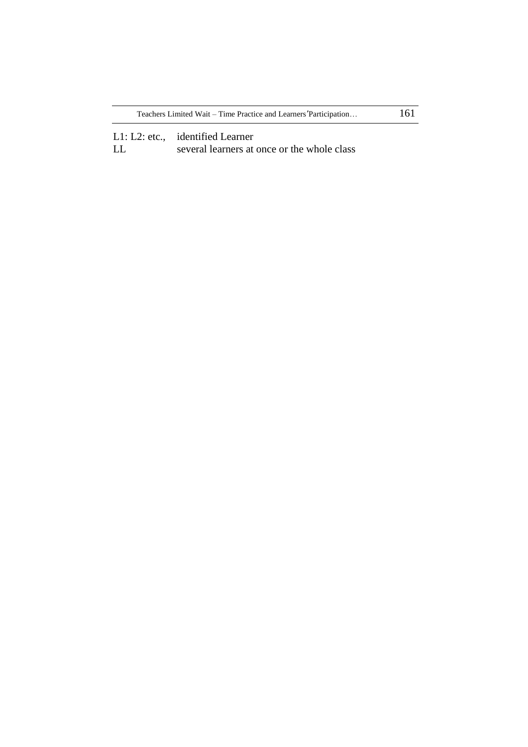| | |
|---|---|
| L1: L2: etc., | identified Learner |
| LL | several learners at once or the whole class |